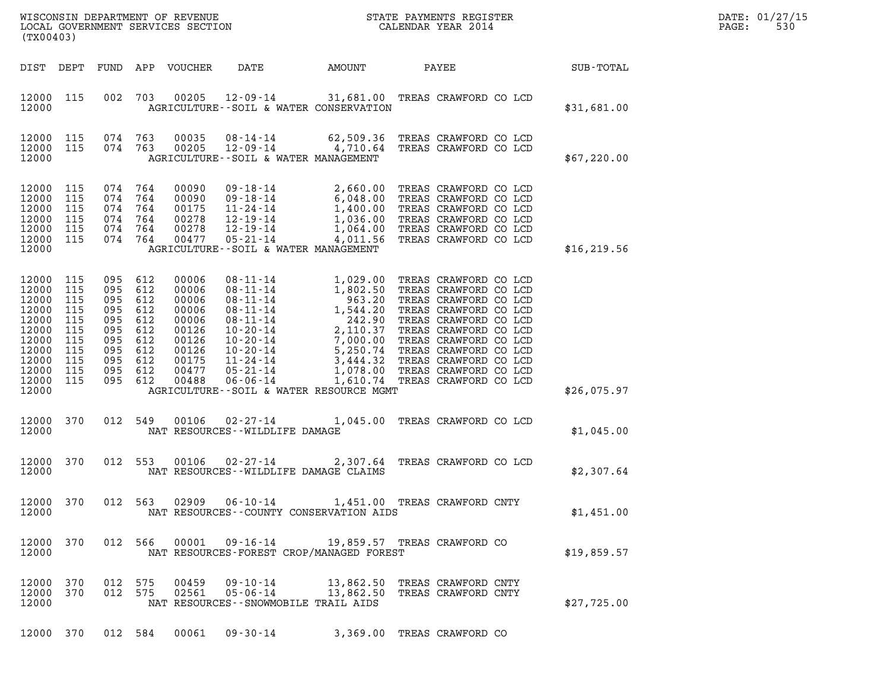WISCONSIN DEPARTMENT OF REVENUE
LOCAL GOVERNMENT SERVICES SECTION
(TX00403)

STATE PAYMENTS REGISTER
CALENDAR YEAR 2014

DATE: 01/27/15

| DIST | DEPT | FUND | APP | VOUCHER | DATE | AMOUNT | PAYEE | SUB-TOTAL |
|---|---|---|---|---|---|---|---|---|
| 12000 | 115 | 002 | 703 | 00205 | 12-09-14 | 31,681.00 | TREAS CRAWFORD CO LCD | |
| 12000 | | | | | AGRICULTURE--SOIL & WATER CONSERVATION | | | $31,681.00 |
| 12000 | 115 | 074 | 763 | 00035 | 08-14-14 | 62,509.36 | TREAS CRAWFORD CO LCD | |
| 12000 | 115 | 074 | 763 | 00205 | 12-09-14 | 4,710.64 | TREAS CRAWFORD CO LCD | |
| 12000 | | | | | AGRICULTURE--SOIL & WATER MANAGEMENT | | | $67,220.00 |
| 12000 | 115 | 074 | 764 | 00090 | 09-18-14 | 2,660.00 | TREAS CRAWFORD CO LCD | |
| 12000 | 115 | 074 | 764 | 00090 | 09-18-14 | 6,048.00 | TREAS CRAWFORD CO LCD | |
| 12000 | 115 | 074 | 764 | 00175 | 11-24-14 | 1,400.00 | TREAS CRAWFORD CO LCD | |
| 12000 | 115 | 074 | 764 | 00278 | 12-19-14 | 1,036.00 | TREAS CRAWFORD CO LCD | |
| 12000 | 115 | 074 | 764 | 00278 | 12-19-14 | 1,064.00 | TREAS CRAWFORD CO LCD | |
| 12000 | 115 | 074 | 764 | 00477 | 05-21-14 | 4,011.56 | TREAS CRAWFORD CO LCD | |
| 12000 | | | | | AGRICULTURE--SOIL & WATER MANAGEMENT | | | $16,219.56 |
| 12000 | 115 | 095 | 612 | 00006 | 08-11-14 | 1,029.00 | TREAS CRAWFORD CO LCD | |
| 12000 | 115 | 095 | 612 | 00006 | 08-11-14 | 1,802.50 | TREAS CRAWFORD CO LCD | |
| 12000 | 115 | 095 | 612 | 00006 | 08-11-14 | 963.20 | TREAS CRAWFORD CO LCD | |
| 12000 | 115 | 095 | 612 | 00006 | 08-11-14 | 1,544.20 | TREAS CRAWFORD CO LCD | |
| 12000 | 115 | 095 | 612 | 00006 | 08-11-14 | 242.90 | TREAS CRAWFORD CO LCD | |
| 12000 | 115 | 095 | 612 | 00126 | 10-20-14 | 2,110.37 | TREAS CRAWFORD CO LCD | |
| 12000 | 115 | 095 | 612 | 00126 | 10-20-14 | 7,000.00 | TREAS CRAWFORD CO LCD | |
| 12000 | 115 | 095 | 612 | 00126 | 10-20-14 | 5,250.74 | TREAS CRAWFORD CO LCD | |
| 12000 | 115 | 095 | 612 | 00175 | 11-24-14 | 3,444.32 | TREAS CRAWFORD CO LCD | |
| 12000 | 115 | 095 | 612 | 00477 | 05-21-14 | 1,078.00 | TREAS CRAWFORD CO LCD | |
| 12000 | 115 | 095 | 612 | 00488 | 06-06-14 | 1,610.74 | TREAS CRAWFORD CO LCD | |
| 12000 | | | | | AGRICULTURE--SOIL & WATER RESOURCE MGMT | | | $26,075.97 |
| 12000 | 370 | 012 | 549 | 00106 | 02-27-14 | 1,045.00 | TREAS CRAWFORD CO LCD | |
| 12000 | | | | | NAT RESOURCES--WILDLIFE DAMAGE | | | $1,045.00 |
| 12000 | 370 | 012 | 553 | 00106 | 02-27-14 | 2,307.64 | TREAS CRAWFORD CO LCD | |
| 12000 | | | | | NAT RESOURCES--WILDLIFE DAMAGE CLAIMS | | | $2,307.64 |
| 12000 | 370 | 012 | 563 | 02909 | 06-10-14 | 1,451.00 | TREAS CRAWFORD CNTY | |
| 12000 | | | | | NAT RESOURCES--COUNTY CONSERVATION AIDS | | | $1,451.00 |
| 12000 | 370 | 012 | 566 | 00001 | 09-16-14 | 19,859.57 | TREAS CRAWFORD CO | |
| 12000 | | | | | NAT RESOURCES-FOREST CROP/MANAGED FOREST | | | $19,859.57 |
| 12000 | 370 | 012 | 575 | 00459 | 09-10-14 | 13,862.50 | TREAS CRAWFORD CNTY | |
| 12000 | 370 | 012 | 575 | 02561 | 05-06-14 | 13,862.50 | TREAS CRAWFORD CNTY | |
| 12000 | | | | | NAT RESOURCES--SNOWMOBILE TRAIL AIDS | | | $27,725.00 |
| 12000 | 370 | 012 | 584 | 00061 | 09-30-14 | 3,369.00 | TREAS CRAWFORD CO | |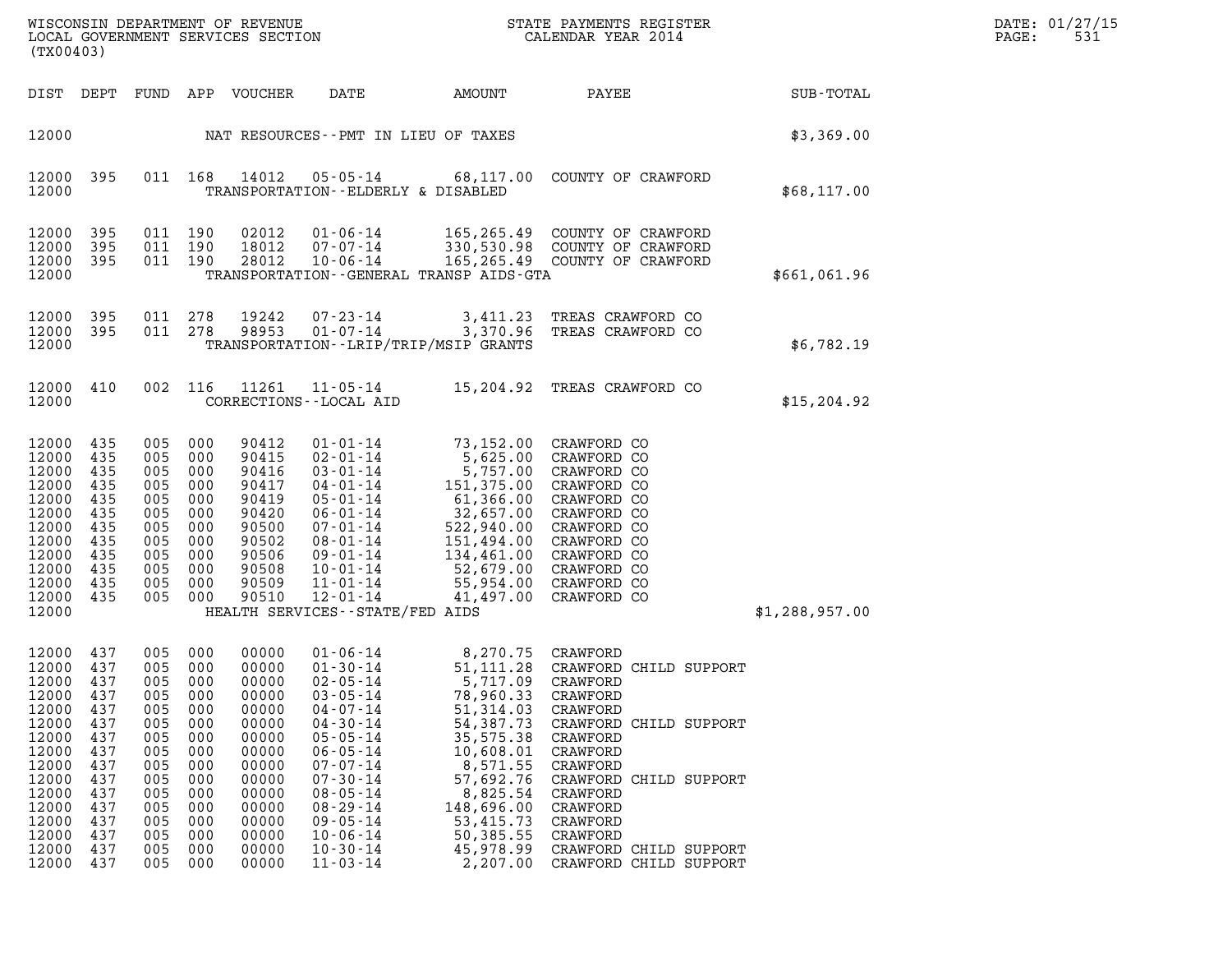WISCONSIN DEPARTMENT OF REVENUE
LOCAL GOVERNMENT SERVICES SECTION
(TX00403)

STATE PAYMENTS REGISTER
CALENDAR YEAR 2014

DATE: 01/27/15

| DIST | DEPT | FUND | APP | VOUCHER | DATE | AMOUNT | PAYEE | SUB-TOTAL |
|---|---|---|---|---|---|---|---|---|
| 12000 | | | | | NAT RESOURCES--PMT IN LIEU OF TAXES | | | $3,369.00 |
| 12000 | 395 | 011 | 168 | 14012 | 05-05-14 | 68,117.00 | COUNTY OF CRAWFORD | |
| 12000 | | | | | TRANSPORTATION--ELDERLY & DISABLED | | | $68,117.00 |
| 12000 | 395 | 011 | 190 | 02012 | 01-06-14 | 165,265.49 | COUNTY OF CRAWFORD | |
| 12000 | 395 | 011 | 190 | 18012 | 07-07-14 | 330,530.98 | COUNTY OF CRAWFORD | |
| 12000 | 395 | 011 | 190 | 28012 | 10-06-14 | 165,265.49 | COUNTY OF CRAWFORD | |
| 12000 | | | | | TRANSPORTATION--GENERAL TRANSP AIDS-GTA | | | $661,061.96 |
| 12000 | 395 | 011 | 278 | 19242 | 07-23-14 | 3,411.23 | TREAS CRAWFORD CO | |
| 12000 | 395 | 011 | 278 | 98953 | 01-07-14 | 3,370.96 | TREAS CRAWFORD CO | |
| 12000 | | | | | TRANSPORTATION--LRIP/TRIP/MSIP GRANTS | | | $6,782.19 |
| 12000 | 410 | 002 | 116 | 11261 | 11-05-14 | 15,204.92 | TREAS CRAWFORD CO | |
| 12000 | | | | | CORRECTIONS--LOCAL AID | | | $15,204.92 |
| 12000 | 435 | 005 | 000 | 90412 | 01-01-14 | 73,152.00 | CRAWFORD CO | |
| 12000 | 435 | 005 | 000 | 90415 | 02-01-14 | 5,625.00 | CRAWFORD CO | |
| 12000 | 435 | 005 | 000 | 90416 | 03-01-14 | 5,757.00 | CRAWFORD CO | |
| 12000 | 435 | 005 | 000 | 90417 | 04-01-14 | 151,375.00 | CRAWFORD CO | |
| 12000 | 435 | 005 | 000 | 90419 | 05-01-14 | 61,366.00 | CRAWFORD CO | |
| 12000 | 435 | 005 | 000 | 90420 | 06-01-14 | 32,657.00 | CRAWFORD CO | |
| 12000 | 435 | 005 | 000 | 90500 | 07-01-14 | 522,940.00 | CRAWFORD CO | |
| 12000 | 435 | 005 | 000 | 90502 | 08-01-14 | 151,494.00 | CRAWFORD CO | |
| 12000 | 435 | 005 | 000 | 90506 | 09-01-14 | 134,461.00 | CRAWFORD CO | |
| 12000 | 435 | 005 | 000 | 90508 | 10-01-14 | 52,679.00 | CRAWFORD CO | |
| 12000 | 435 | 005 | 000 | 90509 | 11-01-14 | 55,954.00 | CRAWFORD CO | |
| 12000 | 435 | 005 | 000 | 90510 | 12-01-14 | 41,497.00 | CRAWFORD CO | |
| 12000 | | | | | HEALTH SERVICES--STATE/FED AIDS | | | $1,288,957.00 |
| 12000 | 437 | 005 | 000 | 00000 | 01-06-14 | 8,270.75 | CRAWFORD | |
| 12000 | 437 | 005 | 000 | 00000 | 01-30-14 | 51,111.28 | CRAWFORD CHILD SUPPORT | |
| 12000 | 437 | 005 | 000 | 00000 | 02-05-14 | 5,717.09 | CRAWFORD | |
| 12000 | 437 | 005 | 000 | 00000 | 03-05-14 | 78,960.33 | CRAWFORD | |
| 12000 | 437 | 005 | 000 | 00000 | 04-07-14 | 51,314.03 | CRAWFORD | |
| 12000 | 437 | 005 | 000 | 00000 | 04-30-14 | 54,387.73 | CRAWFORD CHILD SUPPORT | |
| 12000 | 437 | 005 | 000 | 00000 | 05-05-14 | 35,575.38 | CRAWFORD | |
| 12000 | 437 | 005 | 000 | 00000 | 06-05-14 | 10,608.01 | CRAWFORD | |
| 12000 | 437 | 005 | 000 | 00000 | 07-07-14 | 8,571.55 | CRAWFORD | |
| 12000 | 437 | 005 | 000 | 00000 | 07-30-14 | 57,692.76 | CRAWFORD CHILD SUPPORT | |
| 12000 | 437 | 005 | 000 | 00000 | 08-05-14 | 8,825.54 | CRAWFORD | |
| 12000 | 437 | 005 | 000 | 00000 | 08-29-14 | 148,696.00 | CRAWFORD | |
| 12000 | 437 | 005 | 000 | 00000 | 09-05-14 | 53,415.73 | CRAWFORD | |
| 12000 | 437 | 005 | 000 | 00000 | 10-06-14 | 50,385.55 | CRAWFORD | |
| 12000 | 437 | 005 | 000 | 00000 | 10-30-14 | 45,978.99 | CRAWFORD CHILD SUPPORT | |
| 12000 | 437 | 005 | 000 | 00000 | 11-03-14 | 2,207.00 | CRAWFORD CHILD SUPPORT | |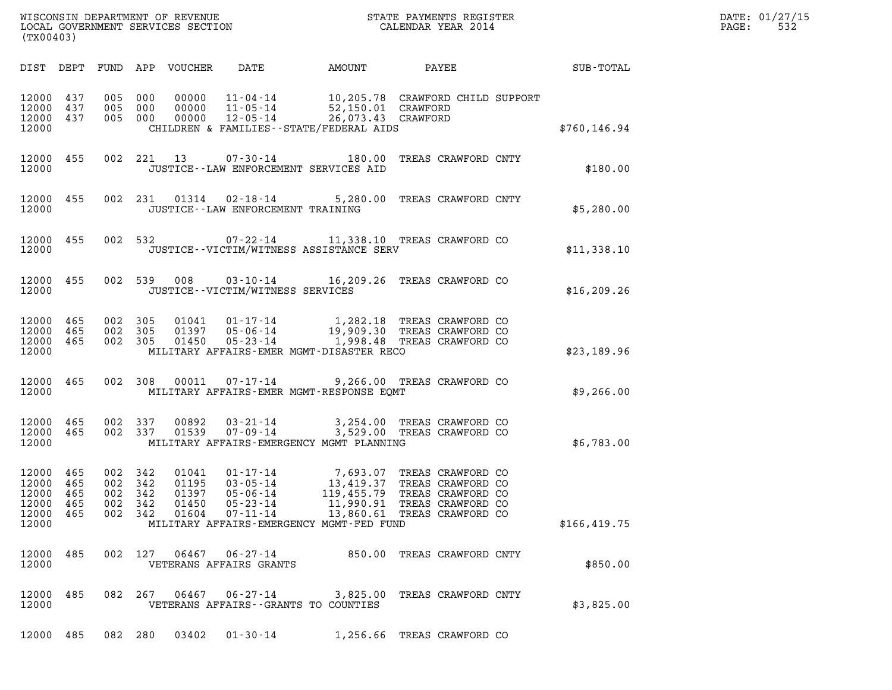| DIST | DEPT | FUND | APP | VOUCHER | DATE | AMOUNT | PAYEE | SUB-TOTAL |
|---|---|---|---|---|---|---|---|---|
| 12000 | 437 | 005 | 000 | 00000 | 11-04-14 | 10,205.78 | CRAWFORD CHILD SUPPORT | |
| 12000 | 437 | 005 | 000 | 00000 | 11-05-14 | 52,150.01 | CRAWFORD | |
| 12000 | 437 | 005 | 000 | 00000 | 12-05-14 | 26,073.43 | CRAWFORD | |
| 12000 | | | | | CHILDREN & FAMILIES--STATE/FEDERAL AIDS | | | $760,146.94 |
| 12000 | 455 | 002 | 221 | 13 | 07-30-14 | 180.00 | TREAS CRAWFORD CNTY | |
| 12000 | | | | | JUSTICE--LAW ENFORCEMENT SERVICES AID | | | $180.00 |
| 12000 | 455 | 002 | 231 | 01314 | 02-18-14 | 5,280.00 | TREAS CRAWFORD CNTY | |
| 12000 | | | | | JUSTICE--LAW ENFORCEMENT TRAINING | | | $5,280.00 |
| 12000 | 455 | 002 | 532 | | 07-22-14 | 11,338.10 | TREAS CRAWFORD CO | |
| 12000 | | | | | JUSTICE--VICTIM/WITNESS ASSISTANCE SERV | | | $11,338.10 |
| 12000 | 455 | 002 | 539 | 008 | 03-10-14 | 16,209.26 | TREAS CRAWFORD CO | |
| 12000 | | | | | JUSTICE--VICTIM/WITNESS SERVICES | | | $16,209.26 |
| 12000 | 465 | 002 | 305 | 01041 | 01-17-14 | 1,282.18 | TREAS CRAWFORD CO | |
| 12000 | 465 | 002 | 305 | 01397 | 05-06-14 | 19,909.30 | TREAS CRAWFORD CO | |
| 12000 | 465 | 002 | 305 | 01450 | 05-23-14 | 1,998.48 | TREAS CRAWFORD CO | |
| 12000 | | | | | MILITARY AFFAIRS-EMER MGMT-DISASTER RECO | | | $23,189.96 |
| 12000 | 465 | 002 | 308 | 00011 | 07-17-14 | 9,266.00 | TREAS CRAWFORD CO | |
| 12000 | | | | | MILITARY AFFAIRS-EMER MGMT-RESPONSE EQMT | | | $9,266.00 |
| 12000 | 465 | 002 | 337 | 00892 | 03-21-14 | 3,254.00 | TREAS CRAWFORD CO | |
| 12000 | 465 | 002 | 337 | 01539 | 07-09-14 | 3,529.00 | TREAS CRAWFORD CO | |
| 12000 | | | | | MILITARY AFFAIRS-EMERGENCY MGMT PLANNING | | | $6,783.00 |
| 12000 | 465 | 002 | 342 | 01041 | 01-17-14 | 7,693.07 | TREAS CRAWFORD CO | |
| 12000 | 465 | 002 | 342 | 01195 | 03-05-14 | 13,419.37 | TREAS CRAWFORD CO | |
| 12000 | 465 | 002 | 342 | 01397 | 05-06-14 | 119,455.79 | TREAS CRAWFORD CO | |
| 12000 | 465 | 002 | 342 | 01450 | 05-23-14 | 11,990.91 | TREAS CRAWFORD CO | |
| 12000 | 465 | 002 | 342 | 01604 | 07-11-14 | 13,860.61 | TREAS CRAWFORD CO | |
| 12000 | | | | | MILITARY AFFAIRS-EMERGENCY MGMT-FED FUND | | | $166,419.75 |
| 12000 | 485 | 002 | 127 | 06467 | 06-27-14 | 850.00 | TREAS CRAWFORD CNTY | |
| 12000 | | | | | VETERANS AFFAIRS GRANTS | | | $850.00 |
| 12000 | 485 | 082 | 267 | 06467 | 06-27-14 | 3,825.00 | TREAS CRAWFORD CNTY | |
| 12000 | | | | | VETERANS AFFAIRS--GRANTS TO COUNTIES | | | $3,825.00 |
| 12000 | 485 | 082 | 280 | 03402 | 01-30-14 | 1,256.66 | TREAS CRAWFORD CO | |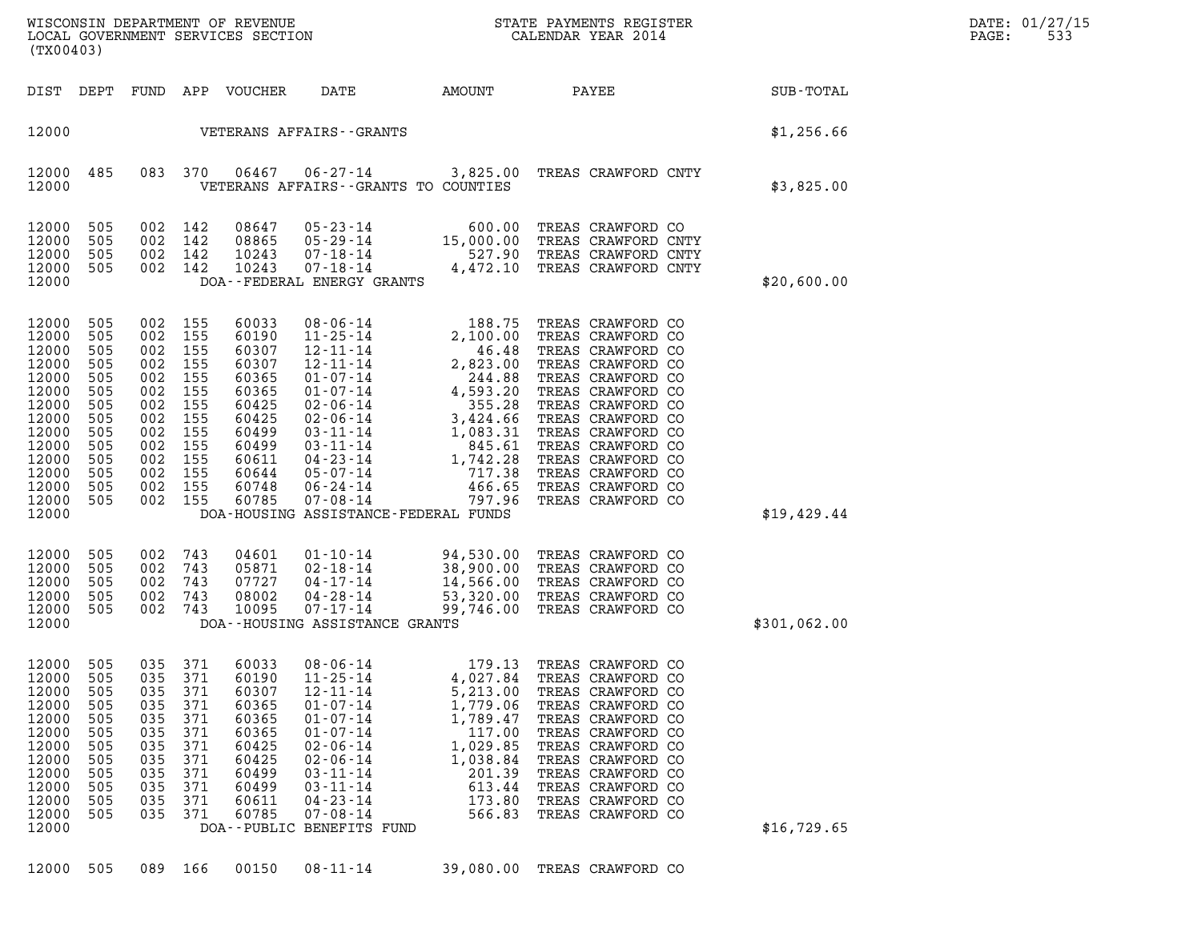| DIST | DEPT | FUND | APP | VOUCHER | DATE | AMOUNT | PAYEE | SUB-TOTAL |
|---|---|---|---|---|---|---|---|---|
| 12000 | | | | VETERANS AFFAIRS--GRANTS | | | | $1,256.66 |
| 12000 | 485 | 083 | 370 | 06467 | 06-27-14 | 3,825.00 | TREAS CRAWFORD CNTY | |
| 12000 | | | | VETERANS AFFAIRS--GRANTS TO COUNTIES | | | | $3,825.00 |
| 12000 | 505 | 002 | 142 | 08647 | 05-23-14 | 600.00 | TREAS CRAWFORD CO | |
| 12000 | 505 | 002 | 142 | 08865 | 05-29-14 | 15,000.00 | TREAS CRAWFORD CNTY | |
| 12000 | 505 | 002 | 142 | 10243 | 07-18-14 | 527.90 | TREAS CRAWFORD CNTY | |
| 12000 | 505 | 002 | 142 | 10243 | 07-18-14 | 4,472.10 | TREAS CRAWFORD CNTY | |
| 12000 | | | | DOA--FEDERAL ENERGY GRANTS | | | | $20,600.00 |
| 12000 | 505 | 002 | 155 | 60033 | 08-06-14 | 188.75 | TREAS CRAWFORD CO | |
| 12000 | 505 | 002 | 155 | 60190 | 11-25-14 | 2,100.00 | TREAS CRAWFORD CO | |
| 12000 | 505 | 002 | 155 | 60307 | 12-11-14 | 46.48 | TREAS CRAWFORD CO | |
| 12000 | 505 | 002 | 155 | 60307 | 12-11-14 | 2,823.00 | TREAS CRAWFORD CO | |
| 12000 | 505 | 002 | 155 | 60365 | 01-07-14 | 244.88 | TREAS CRAWFORD CO | |
| 12000 | 505 | 002 | 155 | 60365 | 01-07-14 | 4,593.20 | TREAS CRAWFORD CO | |
| 12000 | 505 | 002 | 155 | 60425 | 02-06-14 | 355.28 | TREAS CRAWFORD CO | |
| 12000 | 505 | 002 | 155 | 60425 | 02-06-14 | 3,424.66 | TREAS CRAWFORD CO | |
| 12000 | 505 | 002 | 155 | 60499 | 03-11-14 | 1,083.31 | TREAS CRAWFORD CO | |
| 12000 | 505 | 002 | 155 | 60499 | 03-11-14 | 845.61 | TREAS CRAWFORD CO | |
| 12000 | 505 | 002 | 155 | 60611 | 04-23-14 | 1,742.28 | TREAS CRAWFORD CO | |
| 12000 | 505 | 002 | 155 | 60644 | 05-07-14 | 717.38 | TREAS CRAWFORD CO | |
| 12000 | 505 | 002 | 155 | 60748 | 06-24-14 | 466.65 | TREAS CRAWFORD CO | |
| 12000 | 505 | 002 | 155 | 60785 | 07-08-14 | 797.96 | TREAS CRAWFORD CO | |
| 12000 | | | | DOA-HOUSING ASSISTANCE-FEDERAL FUNDS | | | | $19,429.44 |
| 12000 | 505 | 002 | 743 | 04601 | 01-10-14 | 94,530.00 | TREAS CRAWFORD CO | |
| 12000 | 505 | 002 | 743 | 05871 | 02-18-14 | 38,900.00 | TREAS CRAWFORD CO | |
| 12000 | 505 | 002 | 743 | 07727 | 04-17-14 | 14,566.00 | TREAS CRAWFORD CO | |
| 12000 | 505 | 002 | 743 | 08002 | 04-28-14 | 53,320.00 | TREAS CRAWFORD CO | |
| 12000 | 505 | 002 | 743 | 10095 | 07-17-14 | 99,746.00 | TREAS CRAWFORD CO | |
| 12000 | | | | DOA--HOUSING ASSISTANCE GRANTS | | | | $301,062.00 |
| 12000 | 505 | 035 | 371 | 60033 | 08-06-14 | 179.13 | TREAS CRAWFORD CO | |
| 12000 | 505 | 035 | 371 | 60190 | 11-25-14 | 4,027.84 | TREAS CRAWFORD CO | |
| 12000 | 505 | 035 | 371 | 60307 | 12-11-14 | 5,213.00 | TREAS CRAWFORD CO | |
| 12000 | 505 | 035 | 371 | 60365 | 01-07-14 | 1,779.06 | TREAS CRAWFORD CO | |
| 12000 | 505 | 035 | 371 | 60365 | 01-07-14 | 1,789.47 | TREAS CRAWFORD CO | |
| 12000 | 505 | 035 | 371 | 60365 | 01-07-14 | 117.00 | TREAS CRAWFORD CO | |
| 12000 | 505 | 035 | 371 | 60425 | 02-06-14 | 1,029.85 | TREAS CRAWFORD CO | |
| 12000 | 505 | 035 | 371 | 60425 | 02-06-14 | 1,038.84 | TREAS CRAWFORD CO | |
| 12000 | 505 | 035 | 371 | 60499 | 03-11-14 | 201.39 | TREAS CRAWFORD CO | |
| 12000 | 505 | 035 | 371 | 60499 | 03-11-14 | 613.44 | TREAS CRAWFORD CO | |
| 12000 | 505 | 035 | 371 | 60611 | 04-23-14 | 173.80 | TREAS CRAWFORD CO | |
| 12000 | 505 | 035 | 371 | 60785 | 07-08-14 | 566.83 | TREAS CRAWFORD CO | |
| 12000 | | | | DOA--PUBLIC BENEFITS FUND | | | | $16,729.65 |
| 12000 | 505 | 089 | 166 | 00150 | 08-11-14 | 39,080.00 | TREAS CRAWFORD CO | |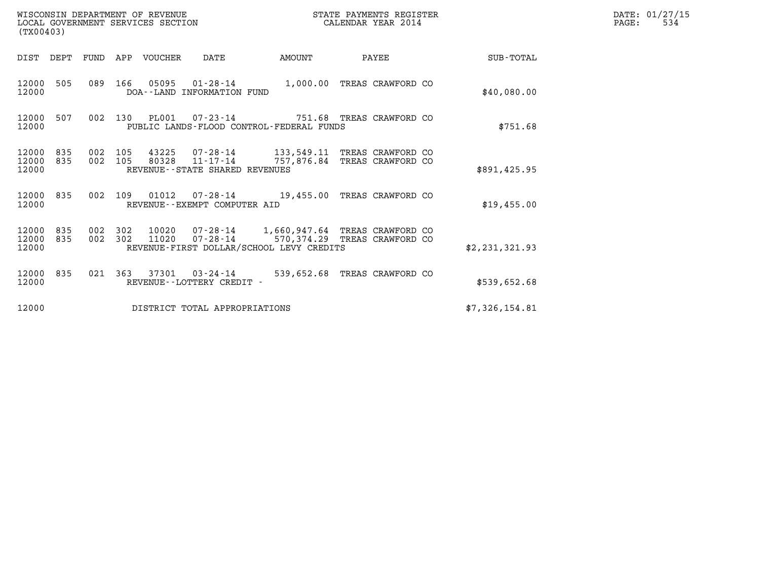WISCONSIN DEPARTMENT OF REVENUE
LOCAL GOVERNMENT SERVICES SECTION
(TX00403)

STATE PAYMENTS REGISTER
CALENDAR YEAR 2014

| DIST | DEPT | FUND | APP | VOUCHER | DATE | AMOUNT | PAYEE | SUB-TOTAL |
|---|---|---|---|---|---|---|---|---|
| 12000 | 505 | 089 | 166 | 05095 | 01-28-14 | 1,000.00 | TREAS CRAWFORD CO | |
| 12000 | | | | DOA--LAND INFORMATION FUND | | | | $40,080.00 |
| 12000 | 507 | 002 | 130 | PL001 | 07-23-14 | 751.68 | TREAS CRAWFORD CO | |
| 12000 | | | | PUBLIC LANDS-FLOOD CONTROL-FEDERAL FUNDS | | | | $751.68 |
| 12000 | 835 | 002 | 105 | 43225 | 07-28-14 | 133,549.11 | TREAS CRAWFORD CO | |
| 12000 | 835 | 002 | 105 | 80328 | 11-17-14 | 757,876.84 | TREAS CRAWFORD CO | |
| 12000 | | | | REVENUE--STATE SHARED REVENUES | | | | $891,425.95 |
| 12000 | 835 | 002 | 109 | 01012 | 07-28-14 | 19,455.00 | TREAS CRAWFORD CO | |
| 12000 | | | | REVENUE--EXEMPT COMPUTER AID | | | | $19,455.00 |
| 12000 | 835 | 002 | 302 | 10020 | 07-28-14 | 1,660,947.64 | TREAS CRAWFORD CO | |
| 12000 | 835 | 002 | 302 | 11020 | 07-28-14 | 570,374.29 | TREAS CRAWFORD CO | |
| 12000 | | | | REVENUE-FIRST DOLLAR/SCHOOL LEVY CREDITS | | | | $2,231,321.93 |
| 12000 | 835 | 021 | 363 | 37301 | 03-24-14 | 539,652.68 | TREAS CRAWFORD CO | |
| 12000 | | | | REVENUE--LOTTERY CREDIT - | | | | $539,652.68 |
| 12000 | | | | DISTRICT TOTAL APPROPRIATIONS | | | | $7,326,154.81 |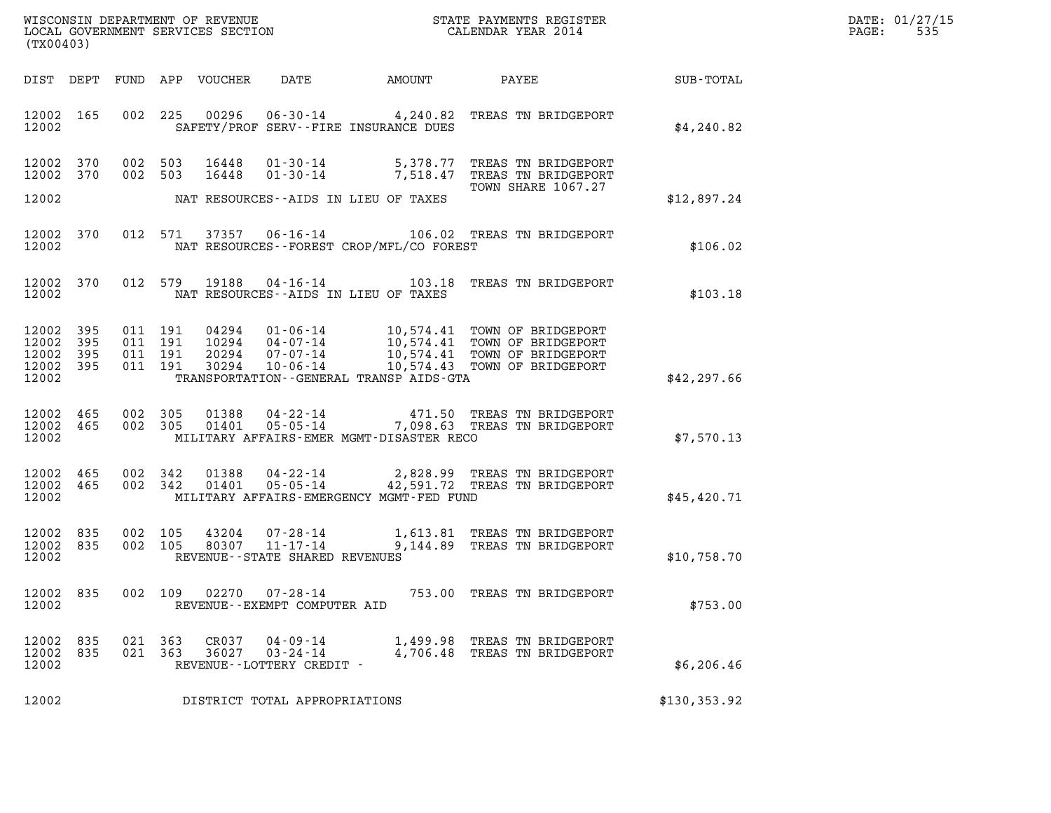WISCONSIN DEPARTMENT OF REVENUE
LOCAL GOVERNMENT SERVICES SECTION
(TX00403)

STATE PAYMENTS REGISTER
CALENDAR YEAR 2014

DATE: 01/27/15
PAGE: 535

| DIST | DEPT | FUND | APP | VOUCHER | DATE | AMOUNT | PAYEE | SUB-TOTAL |
|---|---|---|---|---|---|---|---|---|
| 12002 | 165 | 002 | 225 | 00296 | 06-30-14 | 4,240.82 | TREAS TN BRIDGEPORT | |
| 12002 | | | | | SAFETY/PROF SERV--FIRE INSURANCE DUES | | | $4,240.82 |
| 12002 | 370 | 002 | 503 | 16448 | 01-30-14 | 5,378.77 | TREAS TN BRIDGEPORT | |
| 12002 | 370 | 002 | 503 | 16448 | 01-30-14 | 7,518.47 | TREAS TN BRIDGEPORT | |
| | | | | | | | TOWN SHARE 1067.27 | |
| 12002 | | | | | NAT RESOURCES--AIDS IN LIEU OF TAXES | | | $12,897.24 |
| 12002 | 370 | 012 | 571 | 37357 | 06-16-14 | 106.02 | TREAS TN BRIDGEPORT | |
| 12002 | | | | | NAT RESOURCES--FOREST CROP/MFL/CO FOREST | | | $106.02 |
| 12002 | 370 | 012 | 579 | 19188 | 04-16-14 | 103.18 | TREAS TN BRIDGEPORT | |
| 12002 | | | | | NAT RESOURCES--AIDS IN LIEU OF TAXES | | | $103.18 |
| 12002 | 395 | 011 | 191 | 04294 | 01-06-14 | 10,574.41 | TOWN OF BRIDGEPORT | |
| 12002 | 395 | 011 | 191 | 10294 | 04-07-14 | 10,574.41 | TOWN OF BRIDGEPORT | |
| 12002 | 395 | 011 | 191 | 20294 | 07-07-14 | 10,574.41 | TOWN OF BRIDGEPORT | |
| 12002 | 395 | 011 | 191 | 30294 | 10-06-14 | 10,574.43 | TOWN OF BRIDGEPORT | |
| 12002 | | | | | TRANSPORTATION--GENERAL TRANSP AIDS-GTA | | | $42,297.66 |
| 12002 | 465 | 002 | 305 | 01388 | 04-22-14 | 471.50 | TREAS TN BRIDGEPORT | |
| 12002 | 465 | 002 | 305 | 01401 | 05-05-14 | 7,098.63 | TREAS TN BRIDGEPORT | |
| 12002 | | | | | MILITARY AFFAIRS-EMER MGMT-DISASTER RECO | | | $7,570.13 |
| 12002 | 465 | 002 | 342 | 01388 | 04-22-14 | 2,828.99 | TREAS TN BRIDGEPORT | |
| 12002 | 465 | 002 | 342 | 01401 | 05-05-14 | 42,591.72 | TREAS TN BRIDGEPORT | |
| 12002 | | | | | MILITARY AFFAIRS-EMERGENCY MGMT-FED FUND | | | $45,420.71 |
| 12002 | 835 | 002 | 105 | 43204 | 07-28-14 | 1,613.81 | TREAS TN BRIDGEPORT | |
| 12002 | 835 | 002 | 105 | 80307 | 11-17-14 | 9,144.89 | TREAS TN BRIDGEPORT | |
| 12002 | | | | | REVENUE--STATE SHARED REVENUES | | | $10,758.70 |
| 12002 | 835 | 002 | 109 | 02270 | 07-28-14 | 753.00 | TREAS TN BRIDGEPORT | |
| 12002 | | | | | REVENUE--EXEMPT COMPUTER AID | | | $753.00 |
| 12002 | 835 | 021 | 363 | CR037 | 04-09-14 | 1,499.98 | TREAS TN BRIDGEPORT | |
| 12002 | 835 | 021 | 363 | 36027 | 03-24-14 | 4,706.48 | TREAS TN BRIDGEPORT | |
| 12002 | | | | | REVENUE--LOTTERY CREDIT - | | | $6,206.46 |
| 12002 | | | | | DISTRICT TOTAL APPROPRIATIONS | | | $130,353.92 |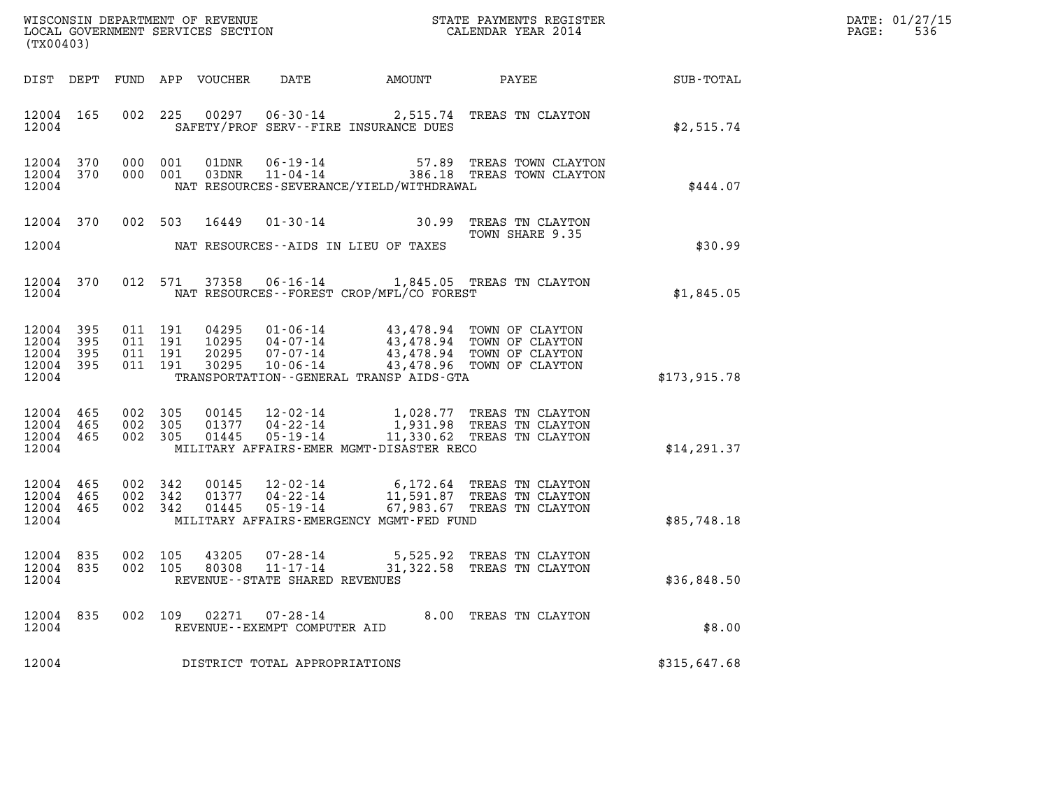WISCONSIN DEPARTMENT OF REVENUE
LOCAL GOVERNMENT SERVICES SECTION
(TX00403)

STATE PAYMENTS REGISTER
CALENDAR YEAR 2014

DATE: 01/27/15
PAGE: 536

| DIST | DEPT | FUND | APP | VOUCHER | DATE | AMOUNT | PAYEE | SUB-TOTAL |
|---|---|---|---|---|---|---|---|---|
| 12004 | 165 | 002 | 225 | 00297 | 06-30-14 | 2,515.74 | TREAS TN CLAYTON | |
| 12004 | | | | | SAFETY/PROF SERV--FIRE INSURANCE DUES | | | $2,515.74 |
| 12004 | 370 | 000 | 001 | 01DNR | 06-19-14 | 57.89 | TREAS TOWN CLAYTON | |
| 12004 | 370 | 000 | 001 | 03DNR | 11-04-14 | 386.18 | TREAS TOWN CLAYTON | |
| 12004 | | | | | NAT RESOURCES-SEVERANCE/YIELD/WITHDRAWAL | | | $444.07 |
| 12004 | 370 | 002 | 503 | 16449 | 01-30-14 | 30.99 | TREAS TN CLAYTON TOWN SHARE 9.35 | |
| 12004 | | | | | NAT RESOURCES--AIDS IN LIEU OF TAXES | | | $30.99 |
| 12004 | 370 | 012 | 571 | 37358 | 06-16-14 | 1,845.05 | TREAS TN CLAYTON | |
| 12004 | | | | | NAT RESOURCES--FOREST CROP/MFL/CO FOREST | | | $1,845.05 |
| 12004 | 395 | 011 | 191 | 04295 | 01-06-14 | 43,478.94 | TOWN OF CLAYTON | |
| 12004 | 395 | 011 | 191 | 10295 | 04-07-14 | 43,478.94 | TOWN OF CLAYTON | |
| 12004 | 395 | 011 | 191 | 20295 | 07-07-14 | 43,478.94 | TOWN OF CLAYTON | |
| 12004 | 395 | 011 | 191 | 30295 | 10-06-14 | 43,478.96 | TOWN OF CLAYTON | |
| 12004 | | | | | TRANSPORTATION--GENERAL TRANSP AIDS-GTA | | | $173,915.78 |
| 12004 | 465 | 002 | 305 | 00145 | 12-02-14 | 1,028.77 | TREAS TN CLAYTON | |
| 12004 | 465 | 002 | 305 | 01377 | 04-22-14 | 1,931.98 | TREAS TN CLAYTON | |
| 12004 | 465 | 002 | 305 | 01445 | 05-19-14 | 11,330.62 | TREAS TN CLAYTON | |
| 12004 | | | | | MILITARY AFFAIRS-EMER MGMT-DISASTER RECO | | | $14,291.37 |
| 12004 | 465 | 002 | 342 | 00145 | 12-02-14 | 6,172.64 | TREAS TN CLAYTON | |
| 12004 | 465 | 002 | 342 | 01377 | 04-22-14 | 11,591.87 | TREAS TN CLAYTON | |
| 12004 | 465 | 002 | 342 | 01445 | 05-19-14 | 67,983.67 | TREAS TN CLAYTON | |
| 12004 | | | | | MILITARY AFFAIRS-EMERGENCY MGMT-FED FUND | | | $85,748.18 |
| 12004 | 835 | 002 | 105 | 43205 | 07-28-14 | 5,525.92 | TREAS TN CLAYTON | |
| 12004 | 835 | 002 | 105 | 80308 | 11-17-14 | 31,322.58 | TREAS TN CLAYTON | |
| 12004 | | | | | REVENUE--STATE SHARED REVENUES | | | $36,848.50 |
| 12004 | 835 | 002 | 109 | 02271 | 07-28-14 | 8.00 | TREAS TN CLAYTON | |
| 12004 | | | | | REVENUE--EXEMPT COMPUTER AID | | | $8.00 |
| 12004 | | | | | DISTRICT TOTAL APPROPRIATIONS | | | $315,647.68 |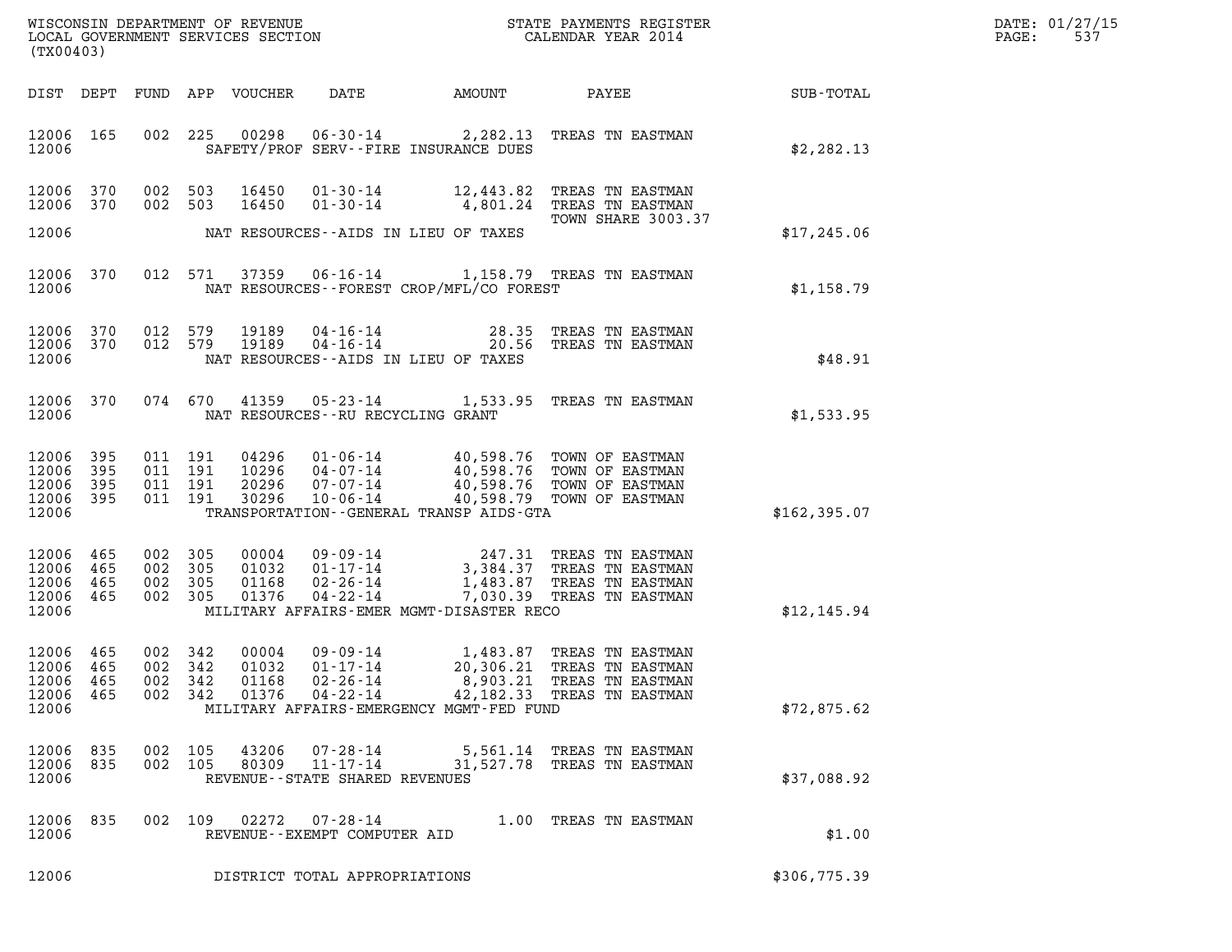WISCONSIN DEPARTMENT OF REVENUE
LOCAL GOVERNMENT SERVICES SECTION
(TX00403)

STATE PAYMENTS REGISTER
CALENDAR YEAR 2014

DATE: 01/27/15

| DIST | DEPT | FUND | APP | VOUCHER | DATE | AMOUNT | PAYEE | SUB-TOTAL |
|---|---|---|---|---|---|---|---|---|
| 12006 | 165 | 002 | 225 | 00298 | 06-30-14 | 2,282.13 | TREAS TN EASTMAN | |
| 12006 | | | | | SAFETY/PROF SERV--FIRE INSURANCE DUES | | | $2,282.13 |
| 12006 | 370 | 002 | 503 | 16450 | 01-30-14 | 12,443.82 | TREAS TN EASTMAN | |
| 12006 | 370 | 002 | 503 | 16450 | 01-30-14 | 4,801.24 | TREAS TN EASTMAN TOWN SHARE 3003.37 | |
| 12006 | | | | | NAT RESOURCES--AIDS IN LIEU OF TAXES | | | $17,245.06 |
| 12006 | 370 | 012 | 571 | 37359 | 06-16-14 | 1,158.79 | TREAS TN EASTMAN | |
| 12006 | | | | | NAT RESOURCES--FOREST CROP/MFL/CO FOREST | | | $1,158.79 |
| 12006 | 370 | 012 | 579 | 19189 | 04-16-14 | 28.35 | TREAS TN EASTMAN | |
| 12006 | 370 | 012 | 579 | 19189 | 04-16-14 | 20.56 | TREAS TN EASTMAN | |
| 12006 | | | | | NAT RESOURCES--AIDS IN LIEU OF TAXES | | | $48.91 |
| 12006 | 370 | 074 | 670 | 41359 | 05-23-14 | 1,533.95 | TREAS TN EASTMAN | |
| 12006 | | | | | NAT RESOURCES--RU RECYCLING GRANT | | | $1,533.95 |
| 12006 | 395 | 011 | 191 | 04296 | 01-06-14 | 40,598.76 | TOWN OF EASTMAN | |
| 12006 | 395 | 011 | 191 | 10296 | 04-07-14 | 40,598.76 | TOWN OF EASTMAN | |
| 12006 | 395 | 011 | 191 | 20296 | 07-07-14 | 40,598.76 | TOWN OF EASTMAN | |
| 12006 | 395 | 011 | 191 | 30296 | 10-06-14 | 40,598.79 | TOWN OF EASTMAN | |
| 12006 | | | | | TRANSPORTATION--GENERAL TRANSP AIDS-GTA | | | $162,395.07 |
| 12006 | 465 | 002 | 305 | 00004 | 09-09-14 | 247.31 | TREAS TN EASTMAN | |
| 12006 | 465 | 002 | 305 | 01032 | 01-17-14 | 3,384.37 | TREAS TN EASTMAN | |
| 12006 | 465 | 002 | 305 | 01168 | 02-26-14 | 1,483.87 | TREAS TN EASTMAN | |
| 12006 | 465 | 002 | 305 | 01376 | 04-22-14 | 7,030.39 | TREAS TN EASTMAN | |
| 12006 | | | | | MILITARY AFFAIRS-EMER MGMT-DISASTER RECO | | | $12,145.94 |
| 12006 | 465 | 002 | 342 | 00004 | 09-09-14 | 1,483.87 | TREAS TN EASTMAN | |
| 12006 | 465 | 002 | 342 | 01032 | 01-17-14 | 20,306.21 | TREAS TN EASTMAN | |
| 12006 | 465 | 002 | 342 | 01168 | 02-26-14 | 8,903.21 | TREAS TN EASTMAN | |
| 12006 | 465 | 002 | 342 | 01376 | 04-22-14 | 42,182.33 | TREAS TN EASTMAN | |
| 12006 | | | | | MILITARY AFFAIRS-EMERGENCY MGMT-FED FUND | | | $72,875.62 |
| 12006 | 835 | 002 | 105 | 43206 | 07-28-14 | 5,561.14 | TREAS TN EASTMAN | |
| 12006 | 835 | 002 | 105 | 80309 | 11-17-14 | 31,527.78 | TREAS TN EASTMAN | |
| 12006 | | | | | REVENUE--STATE SHARED REVENUES | | | $37,088.92 |
| 12006 | 835 | 002 | 109 | 02272 | 07-28-14 | 1.00 | TREAS TN EASTMAN | |
| 12006 | | | | | REVENUE--EXEMPT COMPUTER AID | | | $1.00 |
| 12006 | | | | | DISTRICT TOTAL APPROPRIATIONS | | | $306,775.39 |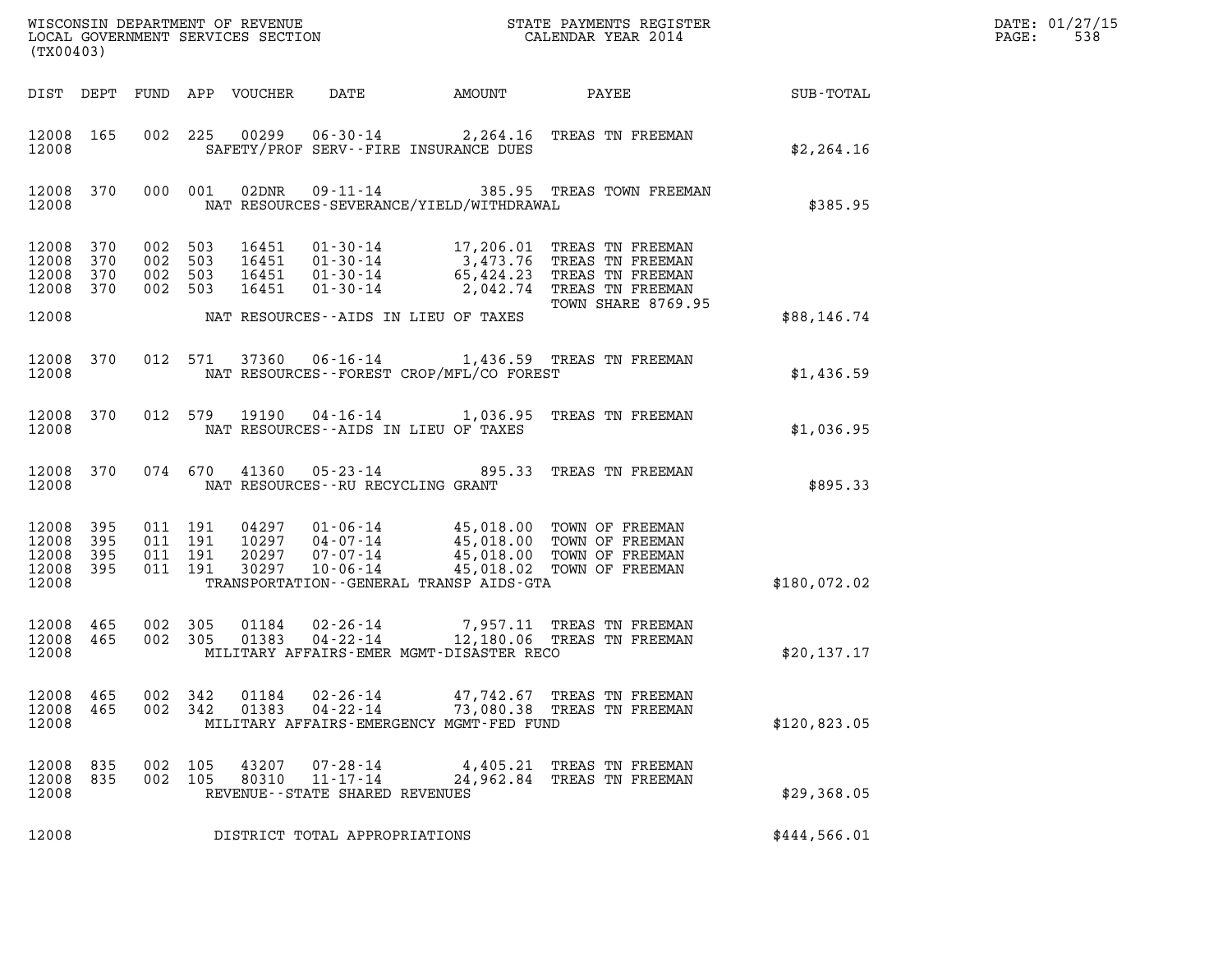WISCONSIN DEPARTMENT OF REVENUE
LOCAL GOVERNMENT SERVICES SECTION
(TX00403)

STATE PAYMENTS REGISTER
CALENDAR YEAR 2014

DATE: 01/27/15
PAGE: 538

| DIST | DEPT | FUND | APP | VOUCHER | DATE | AMOUNT | PAYEE | SUB-TOTAL |
|---|---|---|---|---|---|---|---|---|
| 12008 | 165 | 002 | 225 | 00299 | 06-30-14 | 2,264.16 | TREAS TN FREEMAN | |
| 12008 | | | | | SAFETY/PROF SERV--FIRE INSURANCE DUES | | | $2,264.16 |
| 12008 | 370 | 000 | 001 | 02DNR | 09-11-14 | 385.95 | TREAS TOWN FREEMAN | |
| 12008 | | | | | NAT RESOURCES-SEVERANCE/YIELD/WITHDRAWAL | | | $385.95 |
| 12008 | 370 | 002 | 503 | 16451 | 01-30-14 | 17,206.01 | TREAS TN FREEMAN | |
| 12008 | 370 | 002 | 503 | 16451 | 01-30-14 | 3,473.76 | TREAS TN FREEMAN | |
| 12008 | 370 | 002 | 503 | 16451 | 01-30-14 | 65,424.23 | TREAS TN FREEMAN | |
| 12008 | 370 | 002 | 503 | 16451 | 01-30-14 | 2,042.74 | TREAS TN FREEMAN | |
| | | | | | | | TOWN SHARE 8769.95 | |
| 12008 | | | | | NAT RESOURCES--AIDS IN LIEU OF TAXES | | | $88,146.74 |
| 12008 | 370 | 012 | 571 | 37360 | 06-16-14 | 1,436.59 | TREAS TN FREEMAN | |
| 12008 | | | | | NAT RESOURCES--FOREST CROP/MFL/CO FOREST | | | $1,436.59 |
| 12008 | 370 | 012 | 579 | 19190 | 04-16-14 | 1,036.95 | TREAS TN FREEMAN | |
| 12008 | | | | | NAT RESOURCES--AIDS IN LIEU OF TAXES | | | $1,036.95 |
| 12008 | 370 | 074 | 670 | 41360 | 05-23-14 | 895.33 | TREAS TN FREEMAN | |
| 12008 | | | | | NAT RESOURCES--RU RECYCLING GRANT | | | $895.33 |
| 12008 | 395 | 011 | 191 | 04297 | 01-06-14 | 45,018.00 | TOWN OF FREEMAN | |
| 12008 | 395 | 011 | 191 | 10297 | 04-07-14 | 45,018.00 | TOWN OF FREEMAN | |
| 12008 | 395 | 011 | 191 | 20297 | 07-07-14 | 45,018.00 | TOWN OF FREEMAN | |
| 12008 | 395 | 011 | 191 | 30297 | 10-06-14 | 45,018.02 | TOWN OF FREEMAN | |
| 12008 | | | | | TRANSPORTATION--GENERAL TRANSP AIDS-GTA | | | $180,072.02 |
| 12008 | 465 | 002 | 305 | 01184 | 02-26-14 | 7,957.11 | TREAS TN FREEMAN | |
| 12008 | 465 | 002 | 305 | 01383 | 04-22-14 | 12,180.06 | TREAS TN FREEMAN | |
| 12008 | | | | | MILITARY AFFAIRS-EMER MGMT-DISASTER RECO | | | $20,137.17 |
| 12008 | 465 | 002 | 342 | 01184 | 02-26-14 | 47,742.67 | TREAS TN FREEMAN | |
| 12008 | 465 | 002 | 342 | 01383 | 04-22-14 | 73,080.38 | TREAS TN FREEMAN | |
| 12008 | | | | | MILITARY AFFAIRS-EMERGENCY MGMT-FED FUND | | | $120,823.05 |
| 12008 | 835 | 002 | 105 | 43207 | 07-28-14 | 4,405.21 | TREAS TN FREEMAN | |
| 12008 | 835 | 002 | 105 | 80310 | 11-17-14 | 24,962.84 | TREAS TN FREEMAN | |
| 12008 | | | | | REVENUE--STATE SHARED REVENUES | | | $29,368.05 |
| 12008 | | | | | DISTRICT TOTAL APPROPRIATIONS | | | $444,566.01 |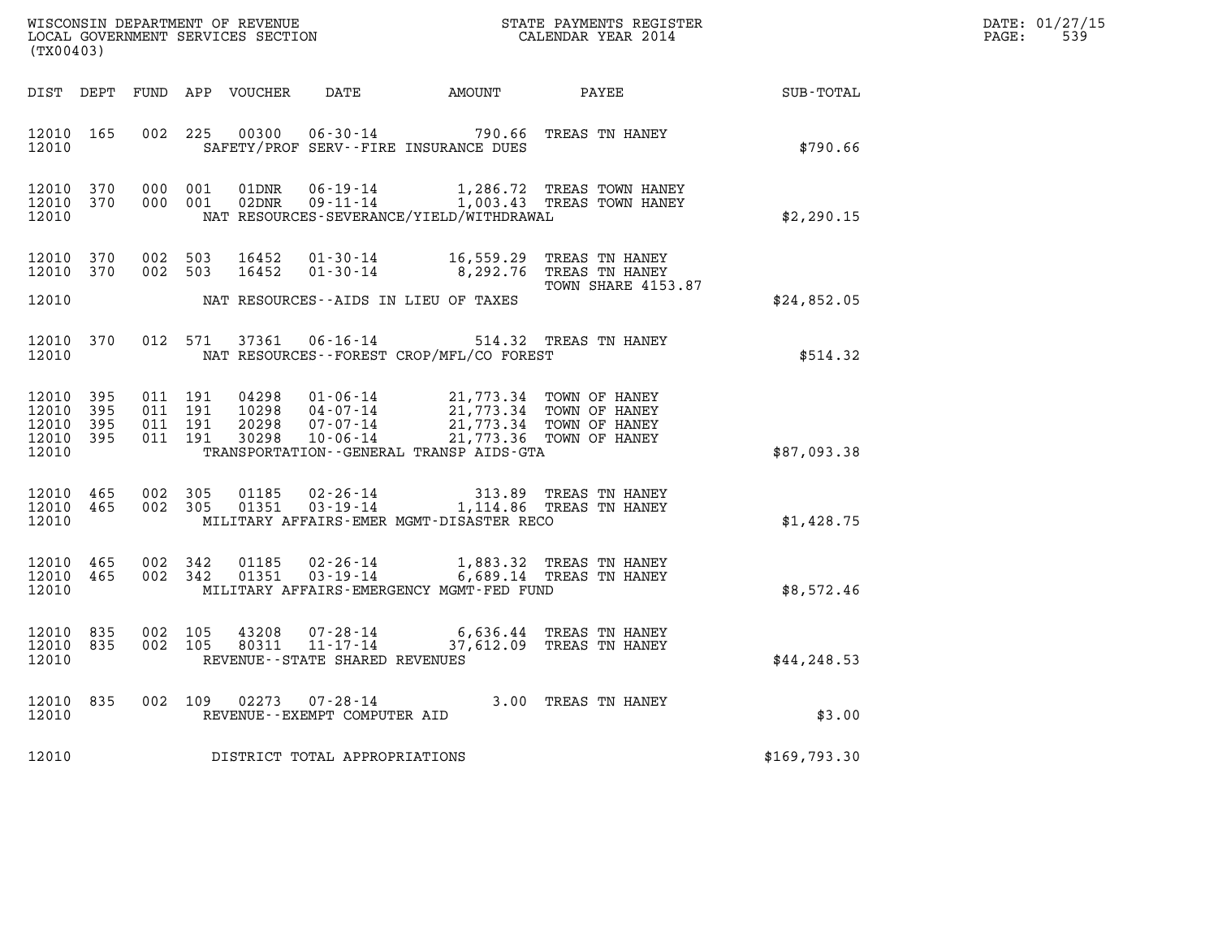WISCONSIN DEPARTMENT OF REVENUE
LOCAL GOVERNMENT SERVICES SECTION
(TX00403)

STATE PAYMENTS REGISTER
CALENDAR YEAR 2014

DATE: 01/27/15
PAGE: 539

| DIST | DEPT | FUND | APP | VOUCHER | DATE | AMOUNT | PAYEE | SUB-TOTAL |
|---|---|---|---|---|---|---|---|---|
| 12010 | 165 | 002 | 225 | 00300 | 06-30-14 | 790.66 | TREAS TN HANEY | |
| 12010 | | | | | SAFETY/PROF SERV--FIRE INSURANCE DUES | | | $790.66 |
| 12010 | 370 | 000 | 001 | 01DNR | 06-19-14 | 1,286.72 | TREAS TOWN HANEY | |
| 12010 | 370 | 000 | 001 | 02DNR | 09-11-14 | 1,003.43 | TREAS TOWN HANEY | |
| 12010 | | | | | NAT RESOURCES-SEVERANCE/YIELD/WITHDRAWAL | | | $2,290.15 |
| 12010 | 370 | 002 | 503 | 16452 | 01-30-14 | 16,559.29 | TREAS TN HANEY | |
| 12010 | 370 | 002 | 503 | 16452 | 01-30-14 | 8,292.76 | TREAS TN HANEY TOWN SHARE 4153.87 | |
| 12010 | | | | | NAT RESOURCES--AIDS IN LIEU OF TAXES | | | $24,852.05 |
| 12010 | 370 | 012 | 571 | 37361 | 06-16-14 | 514.32 | TREAS TN HANEY | |
| 12010 | | | | | NAT RESOURCES--FOREST CROP/MFL/CO FOREST | | | $514.32 |
| 12010 | 395 | 011 | 191 | 04298 | 01-06-14 | 21,773.34 | TOWN OF HANEY | |
| 12010 | 395 | 011 | 191 | 10298 | 04-07-14 | 21,773.34 | TOWN OF HANEY | |
| 12010 | 395 | 011 | 191 | 20298 | 07-07-14 | 21,773.34 | TOWN OF HANEY | |
| 12010 | 395 | 011 | 191 | 30298 | 10-06-14 | 21,773.36 | TOWN OF HANEY | |
| 12010 | | | | | TRANSPORTATION--GENERAL TRANSP AIDS-GTA | | | $87,093.38 |
| 12010 | 465 | 002 | 305 | 01185 | 02-26-14 | 313.89 | TREAS TN HANEY | |
| 12010 | 465 | 002 | 305 | 01351 | 03-19-14 | 1,114.86 | TREAS TN HANEY | |
| 12010 | | | | | MILITARY AFFAIRS-EMER MGMT-DISASTER RECO | | | $1,428.75 |
| 12010 | 465 | 002 | 342 | 01185 | 02-26-14 | 1,883.32 | TREAS TN HANEY | |
| 12010 | 465 | 002 | 342 | 01351 | 03-19-14 | 6,689.14 | TREAS TN HANEY | |
| 12010 | | | | | MILITARY AFFAIRS-EMERGENCY MGMT-FED FUND | | | $8,572.46 |
| 12010 | 835 | 002 | 105 | 43208 | 07-28-14 | 6,636.44 | TREAS TN HANEY | |
| 12010 | 835 | 002 | 105 | 80311 | 11-17-14 | 37,612.09 | TREAS TN HANEY | |
| 12010 | | | | | REVENUE--STATE SHARED REVENUES | | | $44,248.53 |
| 12010 | 835 | 002 | 109 | 02273 | 07-28-14 | 3.00 | TREAS TN HANEY | |
| 12010 | | | | | REVENUE--EXEMPT COMPUTER AID | | | $3.00 |
| 12010 | | | | | DISTRICT TOTAL APPROPRIATIONS | | | $169,793.30 |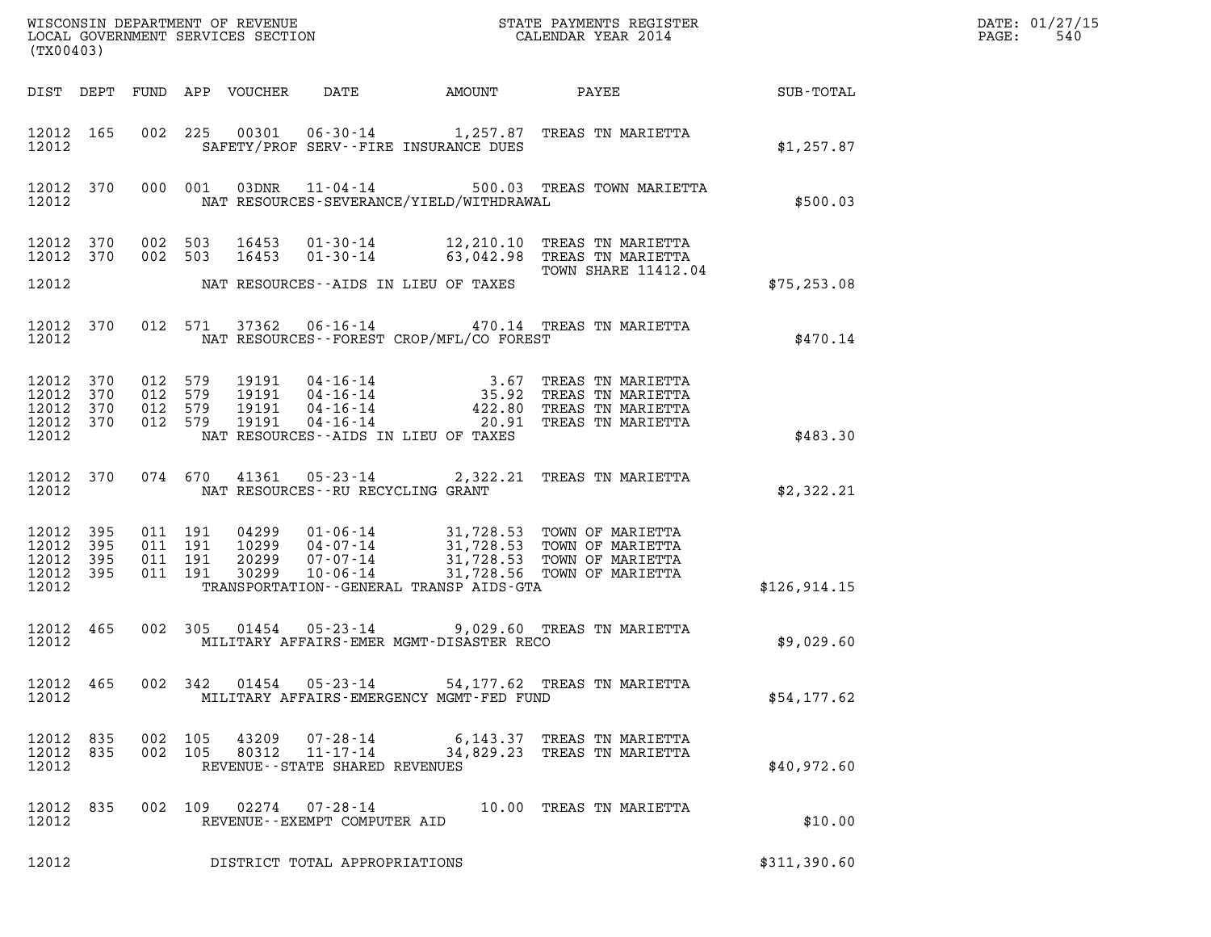WISCONSIN DEPARTMENT OF REVENUE
LOCAL GOVERNMENT SERVICES SECTION
(TX00403)

STATE PAYMENTS REGISTER
CALENDAR YEAR 2014

DATE: 01/27/15

| DIST | DEPT | FUND | APP | VOUCHER | DATE | AMOUNT | PAYEE | SUB-TOTAL |
|---|---|---|---|---|---|---|---|---|
| 12012 | 165 | 002 | 225 | 00301 | 06-30-14 | 1,257.87 | TREAS TN MARIETTA | |
| 12012 | | | | | SAFETY/PROF SERV--FIRE INSURANCE DUES | | | $1,257.87 |
| 12012 | 370 | 000 | 001 | 03DNR | 11-04-14 | 500.03 | TREAS TOWN MARIETTA | |
| 12012 | | | | | NAT RESOURCES-SEVERANCE/YIELD/WITHDRAWAL | | | $500.03 |
| 12012 | 370 | 002 | 503 | 16453 | 01-30-14 | 12,210.10 | TREAS TN MARIETTA | |
| 12012 | 370 | 002 | 503 | 16453 | 01-30-14 | 63,042.98 | TREAS TN MARIETTA TOWN SHARE 11412.04 | |
| 12012 | | | | | NAT RESOURCES--AIDS IN LIEU OF TAXES | | | $75,253.08 |
| 12012 | 370 | 012 | 571 | 37362 | 06-16-14 | 470.14 | TREAS TN MARIETTA | |
| 12012 | | | | | NAT RESOURCES--FOREST CROP/MFL/CO FOREST | | | $470.14 |
| 12012 | 370 | 012 | 579 | 19191 | 04-16-14 | 3.67 | TREAS TN MARIETTA | |
| 12012 | 370 | 012 | 579 | 19191 | 04-16-14 | 35.92 | TREAS TN MARIETTA | |
| 12012 | 370 | 012 | 579 | 19191 | 04-16-14 | 422.80 | TREAS TN MARIETTA | |
| 12012 | 370 | 012 | 579 | 19191 | 04-16-14 | 20.91 | TREAS TN MARIETTA | |
| 12012 | | | | | NAT RESOURCES--AIDS IN LIEU OF TAXES | | | $483.30 |
| 12012 | 370 | 074 | 670 | 41361 | 05-23-14 | 2,322.21 | TREAS TN MARIETTA | |
| 12012 | | | | | NAT RESOURCES--RU RECYCLING GRANT | | | $2,322.21 |
| 12012 | 395 | 011 | 191 | 04299 | 01-06-14 | 31,728.53 | TOWN OF MARIETTA | |
| 12012 | 395 | 011 | 191 | 10299 | 04-07-14 | 31,728.53 | TOWN OF MARIETTA | |
| 12012 | 395 | 011 | 191 | 20299 | 07-07-14 | 31,728.53 | TOWN OF MARIETTA | |
| 12012 | 395 | 011 | 191 | 30299 | 10-06-14 | 31,728.56 | TOWN OF MARIETTA | |
| 12012 | | | | | TRANSPORTATION--GENERAL TRANSP AIDS-GTA | | | $126,914.15 |
| 12012 | 465 | 002 | 305 | 01454 | 05-23-14 | 9,029.60 | TREAS TN MARIETTA | |
| 12012 | | | | | MILITARY AFFAIRS-EMER MGMT-DISASTER RECO | | | $9,029.60 |
| 12012 | 465 | 002 | 342 | 01454 | 05-23-14 | 54,177.62 | TREAS TN MARIETTA | |
| 12012 | | | | | MILITARY AFFAIRS-EMERGENCY MGMT-FED FUND | | | $54,177.62 |
| 12012 | 835 | 002 | 105 | 43209 | 07-28-14 | 6,143.37 | TREAS TN MARIETTA | |
| 12012 | 835 | 002 | 105 | 80312 | 11-17-14 | 34,829.23 | TREAS TN MARIETTA | |
| 12012 | | | | | REVENUE--STATE SHARED REVENUES | | | $40,972.60 |
| 12012 | 835 | 002 | 109 | 02274 | 07-28-14 | 10.00 | TREAS TN MARIETTA | |
| 12012 | | | | | REVENUE--EXEMPT COMPUTER AID | | | $10.00 |
| 12012 | | | | | DISTRICT TOTAL APPROPRIATIONS | | | $311,390.60 |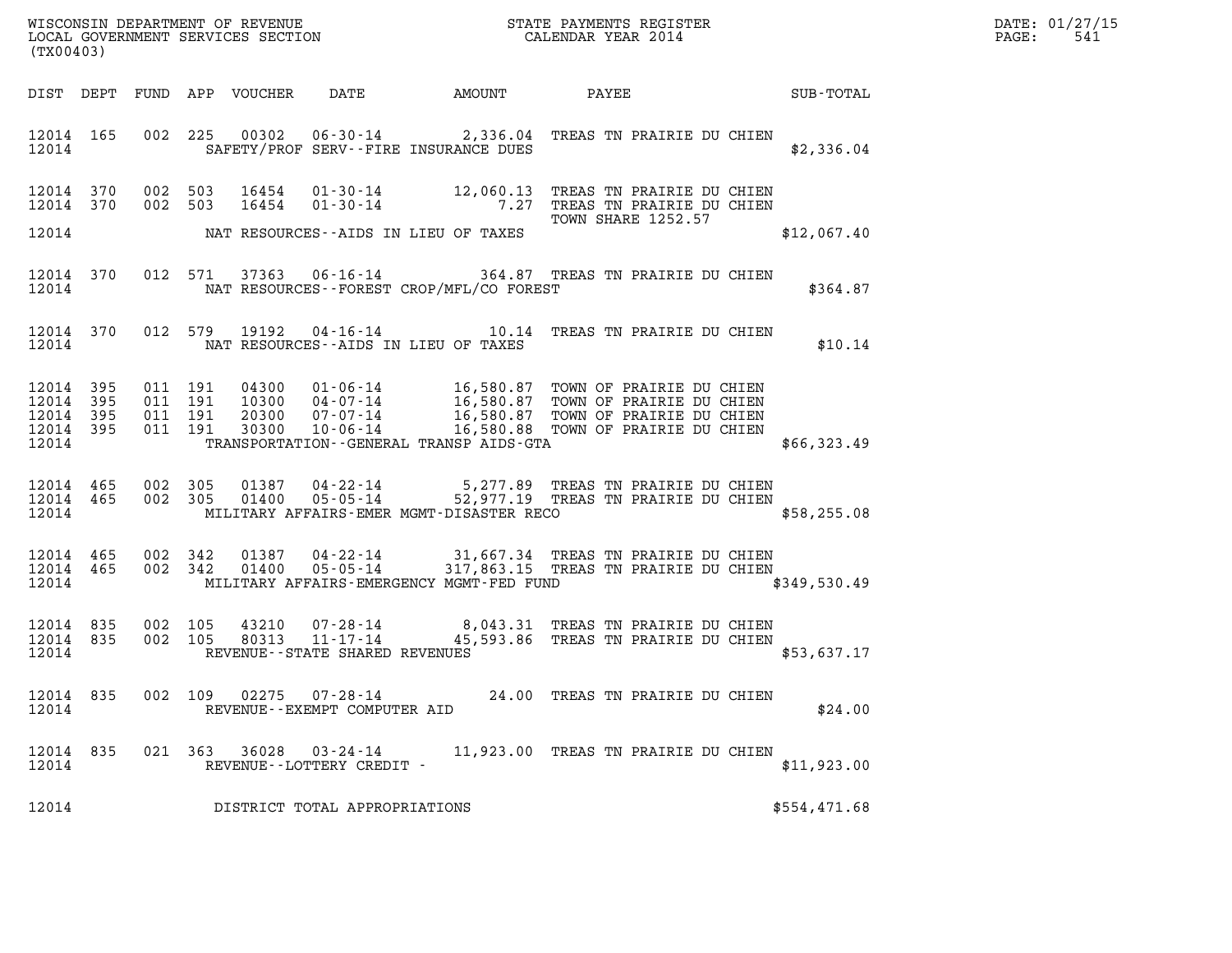WISCONSIN DEPARTMENT OF REVENUE
LOCAL GOVERNMENT SERVICES SECTION
(TX00403)

STATE PAYMENTS REGISTER
CALENDAR YEAR 2014

DATE: 01/27/15
PAGE: 541

| DIST | DEPT | FUND | APP | VOUCHER | DATE | AMOUNT | PAYEE | SUB-TOTAL |
|---|---|---|---|---|---|---|---|---|
| 12014 | 165 | 002 | 225 | 00302 | 06-30-14 | 2,336.04 | TREAS TN PRAIRIE DU CHIEN | |
| 12014 | | | | | SAFETY/PROF SERV--FIRE INSURANCE DUES | | | $2,336.04 |
| 12014 | 370 | 002 | 503 | 16454 | 01-30-14 | 12,060.13 | TREAS TN PRAIRIE DU CHIEN | |
| 12014 | 370 | 002 | 503 | 16454 | 01-30-14 | 7.27 | TREAS TN PRAIRIE DU CHIEN | |
| | | | | | | | TOWN SHARE 1252.57 | |
| 12014 | | | | | NAT RESOURCES--AIDS IN LIEU OF TAXES | | | $12,067.40 |
| 12014 | 370 | 012 | 571 | 37363 | 06-16-14 | 364.87 | TREAS TN PRAIRIE DU CHIEN | |
| 12014 | | | | | NAT RESOURCES--FOREST CROP/MFL/CO FOREST | | | $364.87 |
| 12014 | 370 | 012 | 579 | 19192 | 04-16-14 | 10.14 | TREAS TN PRAIRIE DU CHIEN | |
| 12014 | | | | | NAT RESOURCES--AIDS IN LIEU OF TAXES | | | $10.14 |
| 12014 | 395 | 011 | 191 | 04300 | 01-06-14 | 16,580.87 | TOWN OF PRAIRIE DU CHIEN | |
| 12014 | 395 | 011 | 191 | 10300 | 04-07-14 | 16,580.87 | TOWN OF PRAIRIE DU CHIEN | |
| 12014 | 395 | 011 | 191 | 20300 | 07-07-14 | 16,580.87 | TOWN OF PRAIRIE DU CHIEN | |
| 12014 | 395 | 011 | 191 | 30300 | 10-06-14 | 16,580.88 | TOWN OF PRAIRIE DU CHIEN | |
| 12014 | | | | | TRANSPORTATION--GENERAL TRANSP AIDS-GTA | | | $66,323.49 |
| 12014 | 465 | 002 | 305 | 01387 | 04-22-14 | 5,277.89 | TREAS TN PRAIRIE DU CHIEN | |
| 12014 | 465 | 002 | 305 | 01400 | 05-05-14 | 52,977.19 | TREAS TN PRAIRIE DU CHIEN | |
| 12014 | | | | | MILITARY AFFAIRS-EMER MGMT-DISASTER RECO | | | $58,255.08 |
| 12014 | 465 | 002 | 342 | 01387 | 04-22-14 | 31,667.34 | TREAS TN PRAIRIE DU CHIEN | |
| 12014 | 465 | 002 | 342 | 01400 | 05-05-14 | 317,863.15 | TREAS TN PRAIRIE DU CHIEN | |
| 12014 | | | | | MILITARY AFFAIRS-EMERGENCY MGMT-FED FUND | | | $349,530.49 |
| 12014 | 835 | 002 | 105 | 43210 | 07-28-14 | 8,043.31 | TREAS TN PRAIRIE DU CHIEN | |
| 12014 | 835 | 002 | 105 | 80313 | 11-17-14 | 45,593.86 | TREAS TN PRAIRIE DU CHIEN | |
| 12014 | | | | | REVENUE--STATE SHARED REVENUES | | | $53,637.17 |
| 12014 | 835 | 002 | 109 | 02275 | 07-28-14 | 24.00 | TREAS TN PRAIRIE DU CHIEN | |
| 12014 | | | | | REVENUE--EXEMPT COMPUTER AID | | | $24.00 |
| 12014 | 835 | 021 | 363 | 36028 | 03-24-14 | 11,923.00 | TREAS TN PRAIRIE DU CHIEN | |
| 12014 | | | | | REVENUE--LOTTERY CREDIT - | | | $11,923.00 |
| 12014 | | | | | DISTRICT TOTAL APPROPRIATIONS | | | $554,471.68 |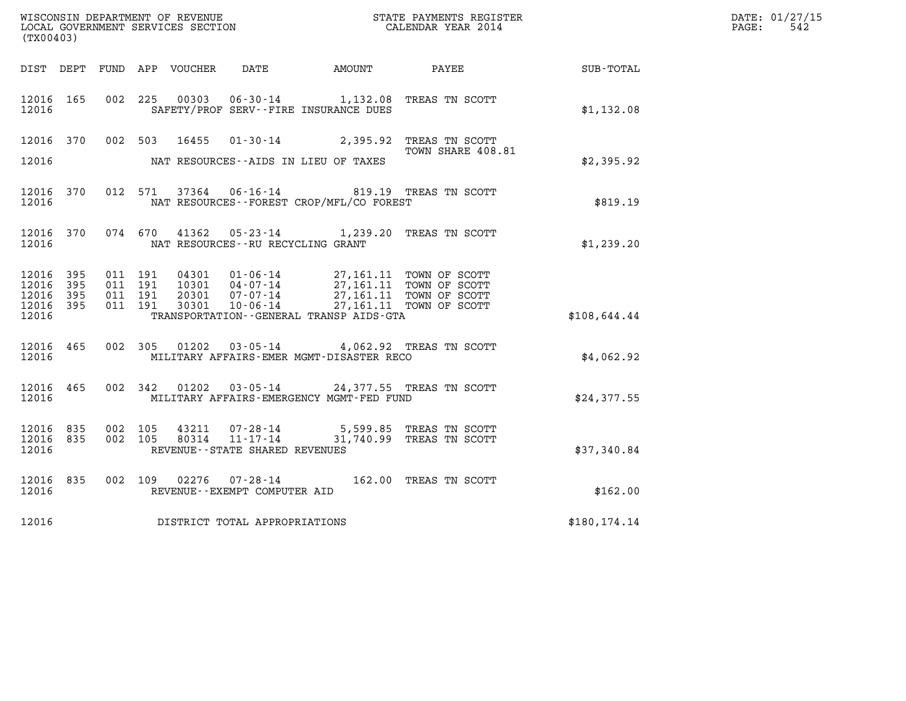WISCONSIN DEPARTMENT OF REVENUE
LOCAL GOVERNMENT SERVICES SECTION
(TX00403)

STATE PAYMENTS REGISTER
CALENDAR YEAR 2014

DATE: 01/27/15
PAGE: 542

| DIST | DEPT | FUND | APP | VOUCHER | DATE | AMOUNT | PAYEE | SUB-TOTAL |
|---|---|---|---|---|---|---|---|---|
| 12016 | 165 | 002 | 225 | 00303 | 06-30-14 | 1,132.08 | TREAS TN SCOTT | |
| 12016 | | | | | SAFETY/PROF SERV--FIRE INSURANCE DUES | | | $1,132.08 |
| 12016 | 370 | 002 | 503 | 16455 | 01-30-14 | 2,395.92 | TREAS TN SCOTT TOWN SHARE 408.81 | |
| 12016 | | | | | NAT RESOURCES--AIDS IN LIEU OF TAXES | | | $2,395.92 |
| 12016 | 370 | 012 | 571 | 37364 | 06-16-14 | 819.19 | TREAS TN SCOTT | |
| 12016 | | | | | NAT RESOURCES--FOREST CROP/MFL/CO FOREST | | | $819.19 |
| 12016 | 370 | 074 | 670 | 41362 | 05-23-14 | 1,239.20 | TREAS TN SCOTT | |
| 12016 | | | | | NAT RESOURCES--RU RECYCLING GRANT | | | $1,239.20 |
| 12016 | 395 | 011 | 191 | 04301 | 01-06-14 | 27,161.11 | TOWN OF SCOTT | |
| 12016 | 395 | 011 | 191 | 10301 | 04-07-14 | 27,161.11 | TOWN OF SCOTT | |
| 12016 | 395 | 011 | 191 | 20301 | 07-07-14 | 27,161.11 | TOWN OF SCOTT | |
| 12016 | 395 | 011 | 191 | 30301 | 10-06-14 | 27,161.11 | TOWN OF SCOTT | |
| 12016 | | | | | TRANSPORTATION--GENERAL TRANSP AIDS-GTA | | | $108,644.44 |
| 12016 | 465 | 002 | 305 | 01202 | 03-05-14 | 4,062.92 | TREAS TN SCOTT | |
| 12016 | | | | | MILITARY AFFAIRS-EMER MGMT-DISASTER RECO | | | $4,062.92 |
| 12016 | 465 | 002 | 342 | 01202 | 03-05-14 | 24,377.55 | TREAS TN SCOTT | |
| 12016 | | | | | MILITARY AFFAIRS-EMERGENCY MGMT-FED FUND | | | $24,377.55 |
| 12016 | 835 | 002 | 105 | 43211 | 07-28-14 | 5,599.85 | TREAS TN SCOTT | |
| 12016 | 835 | 002 | 105 | 80314 | 11-17-14 | 31,740.99 | TREAS TN SCOTT | |
| 12016 | | | | | REVENUE--STATE SHARED REVENUES | | | $37,340.84 |
| 12016 | 835 | 002 | 109 | 02276 | 07-28-14 | 162.00 | TREAS TN SCOTT | |
| 12016 | | | | | REVENUE--EXEMPT COMPUTER AID | | | $162.00 |
| 12016 | | | | | DISTRICT TOTAL APPROPRIATIONS | | | $180,174.14 |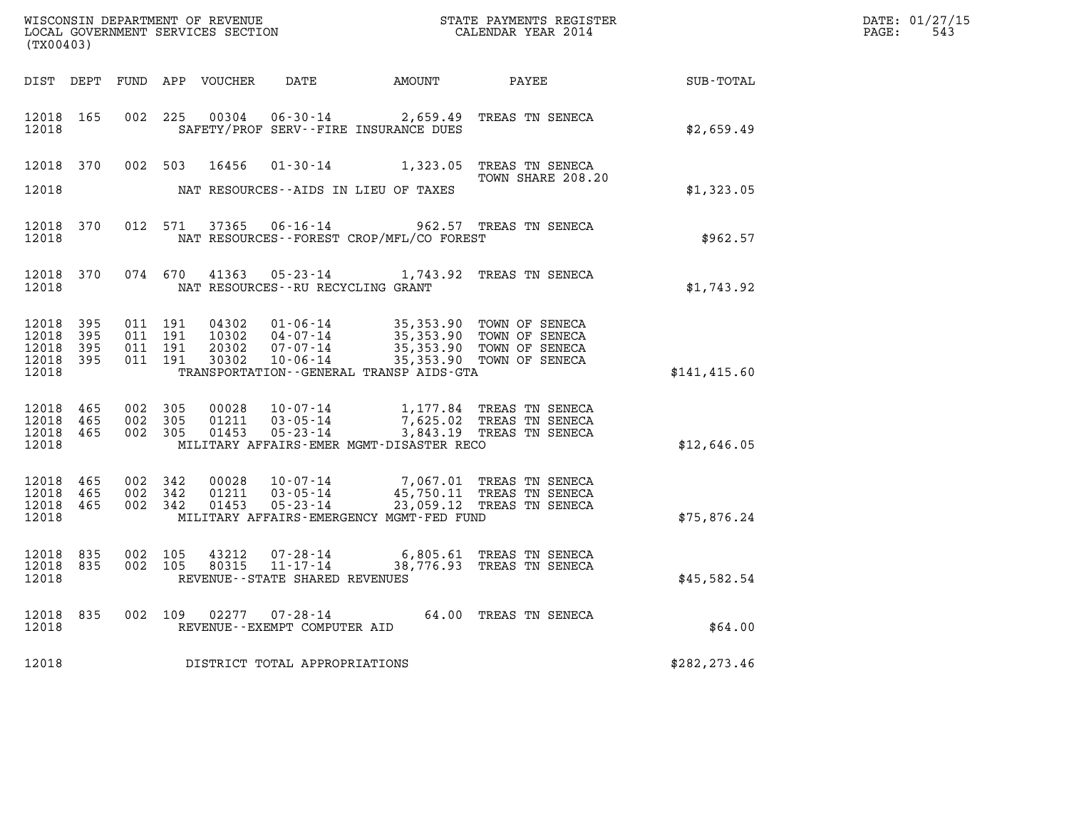WISCONSIN DEPARTMENT OF REVENUE
LOCAL GOVERNMENT SERVICES SECTION
(TX00403)

STATE PAYMENTS REGISTER
CALENDAR YEAR 2014

DATE: 01/27/15
PAGE: 543

| DIST | DEPT | FUND | APP | VOUCHER | DATE | AMOUNT | PAYEE | SUB-TOTAL |
|---|---|---|---|---|---|---|---|---|
| 12018 | 165 | 002 | 225 | 00304 | 06-30-14 | 2,659.49 | TREAS TN SENECA | |
| 12018 | | | | | SAFETY/PROF SERV--FIRE INSURANCE DUES | | | $2,659.49 |
| 12018 | 370 | 002 | 503 | 16456 | 01-30-14 | 1,323.05 | TREAS TN SENECA TOWN SHARE 208.20 | |
| 12018 | | | | | NAT RESOURCES--AIDS IN LIEU OF TAXES | | | $1,323.05 |
| 12018 | 370 | 012 | 571 | 37365 | 06-16-14 | 962.57 | TREAS TN SENECA | |
| 12018 | | | | | NAT RESOURCES--FOREST CROP/MFL/CO FOREST | | | $962.57 |
| 12018 | 370 | 074 | 670 | 41363 | 05-23-14 | 1,743.92 | TREAS TN SENECA | |
| 12018 | | | | | NAT RESOURCES--RU RECYCLING GRANT | | | $1,743.92 |
| 12018 | 395 | 011 | 191 | 04302 | 01-06-14 | 35,353.90 | TOWN OF SENECA | |
| 12018 | 395 | 011 | 191 | 10302 | 04-07-14 | 35,353.90 | TOWN OF SENECA | |
| 12018 | 395 | 011 | 191 | 20302 | 07-07-14 | 35,353.90 | TOWN OF SENECA | |
| 12018 | 395 | 011 | 191 | 30302 | 10-06-14 | 35,353.90 | TOWN OF SENECA | |
| 12018 | | | | | TRANSPORTATION--GENERAL TRANSP AIDS-GTA | | | $141,415.60 |
| 12018 | 465 | 002 | 305 | 00028 | 10-07-14 | 1,177.84 | TREAS TN SENECA | |
| 12018 | 465 | 002 | 305 | 01211 | 03-05-14 | 7,625.02 | TREAS TN SENECA | |
| 12018 | 465 | 002 | 305 | 01453 | 05-23-14 | 3,843.19 | TREAS TN SENECA | |
| 12018 | | | | | MILITARY AFFAIRS-EMER MGMT-DISASTER RECO | | | $12,646.05 |
| 12018 | 465 | 002 | 342 | 00028 | 10-07-14 | 7,067.01 | TREAS TN SENECA | |
| 12018 | 465 | 002 | 342 | 01211 | 03-05-14 | 45,750.11 | TREAS TN SENECA | |
| 12018 | 465 | 002 | 342 | 01453 | 05-23-14 | 23,059.12 | TREAS TN SENECA | |
| 12018 | | | | | MILITARY AFFAIRS-EMERGENCY MGMT-FED FUND | | | $75,876.24 |
| 12018 | 835 | 002 | 105 | 43212 | 07-28-14 | 6,805.61 | TREAS TN SENECA | |
| 12018 | 835 | 002 | 105 | 80315 | 11-17-14 | 38,776.93 | TREAS TN SENECA | |
| 12018 | | | | | REVENUE--STATE SHARED REVENUES | | | $45,582.54 |
| 12018 | 835 | 002 | 109 | 02277 | 07-28-14 | 64.00 | TREAS TN SENECA | |
| 12018 | | | | | REVENUE--EXEMPT COMPUTER AID | | | $64.00 |
| 12018 | | | | | DISTRICT TOTAL APPROPRIATIONS | | | $282,273.46 |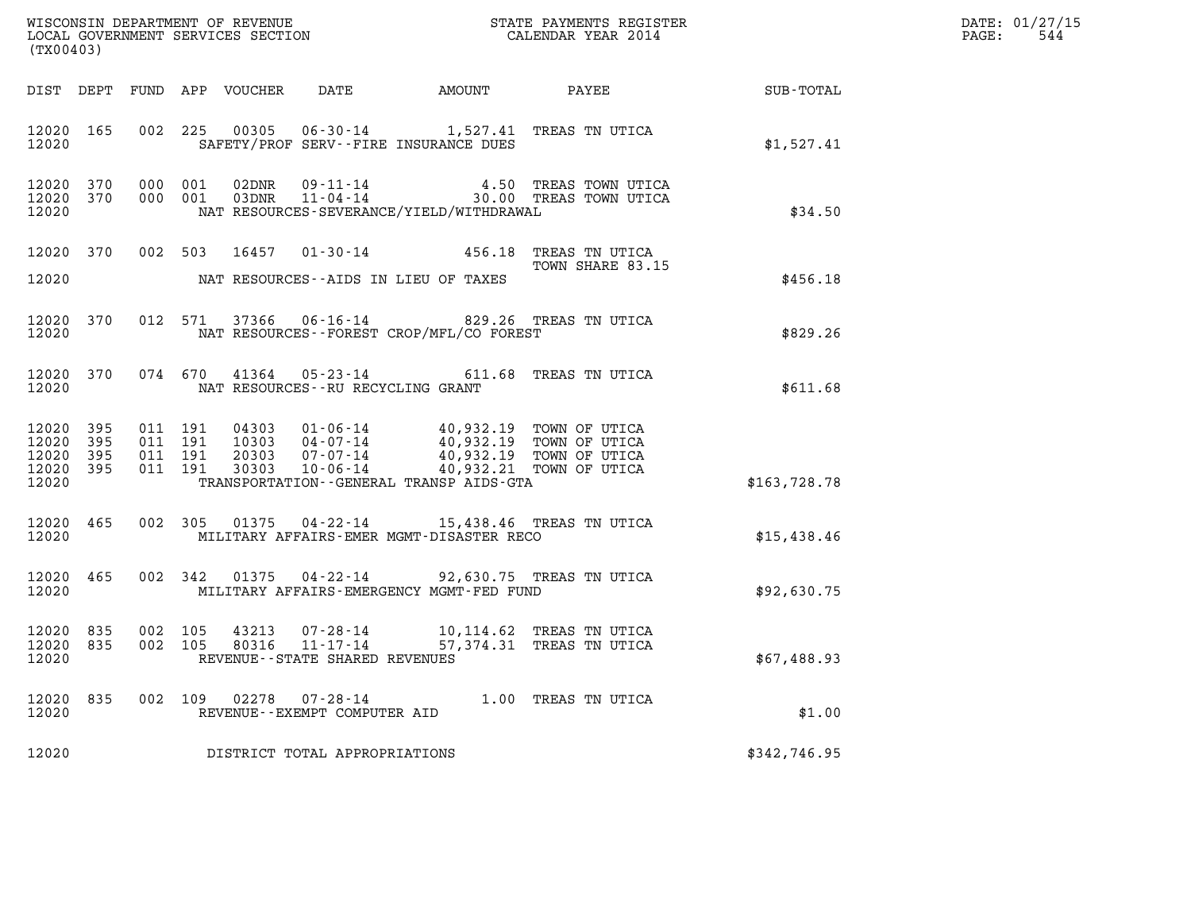WISCONSIN DEPARTMENT OF REVENUE
LOCAL GOVERNMENT SERVICES SECTION
(TX00403)

STATE PAYMENTS REGISTER
CALENDAR YEAR 2014

DATE: 01/27/15
PAGE: 544

| DIST | DEPT | FUND | APP | VOUCHER | DATE | AMOUNT | PAYEE | SUB-TOTAL |
|---|---|---|---|---|---|---|---|---|
| 12020 | 165 | 002 | 225 | 00305 | 06-30-14 | 1,527.41 | TREAS TN UTICA | |
| 12020 | | | | | SAFETY/PROF SERV--FIRE INSURANCE DUES | | | $1,527.41 |
| 12020 | 370 | 000 | 001 | 02DNR | 09-11-14 | 4.50 | TREAS TOWN UTICA | |
| 12020 | 370 | 000 | 001 | 03DNR | 11-04-14 | 30.00 | TREAS TOWN UTICA | |
| 12020 | | | | | NAT RESOURCES-SEVERANCE/YIELD/WITHDRAWAL | | | $34.50 |
| 12020 | 370 | 002 | 503 | 16457 | 01-30-14 | 456.18 | TREAS TN UTICA TOWN SHARE 83.15 | |
| 12020 | | | | | NAT RESOURCES--AIDS IN LIEU OF TAXES | | | $456.18 |
| 12020 | 370 | 012 | 571 | 37366 | 06-16-14 | 829.26 | TREAS TN UTICA | |
| 12020 | | | | | NAT RESOURCES--FOREST CROP/MFL/CO FOREST | | | $829.26 |
| 12020 | 370 | 074 | 670 | 41364 | 05-23-14 | 611.68 | TREAS TN UTICA | |
| 12020 | | | | | NAT RESOURCES--RU RECYCLING GRANT | | | $611.68 |
| 12020 | 395 | 011 | 191 | 04303 | 01-06-14 | 40,932.19 | TOWN OF UTICA | |
| 12020 | 395 | 011 | 191 | 10303 | 04-07-14 | 40,932.19 | TOWN OF UTICA | |
| 12020 | 395 | 011 | 191 | 20303 | 07-07-14 | 40,932.19 | TOWN OF UTICA | |
| 12020 | 395 | 011 | 191 | 30303 | 10-06-14 | 40,932.21 | TOWN OF UTICA | |
| 12020 | | | | | TRANSPORTATION--GENERAL TRANSP AIDS-GTA | | | $163,728.78 |
| 12020 | 465 | 002 | 305 | 01375 | 04-22-14 | 15,438.46 | TREAS TN UTICA | |
| 12020 | | | | | MILITARY AFFAIRS-EMER MGMT-DISASTER RECO | | | $15,438.46 |
| 12020 | 465 | 002 | 342 | 01375 | 04-22-14 | 92,630.75 | TREAS TN UTICA | |
| 12020 | | | | | MILITARY AFFAIRS-EMERGENCY MGMT-FED FUND | | | $92,630.75 |
| 12020 | 835 | 002 | 105 | 43213 | 07-28-14 | 10,114.62 | TREAS TN UTICA | |
| 12020 | 835 | 002 | 105 | 80316 | 11-17-14 | 57,374.31 | TREAS TN UTICA | |
| 12020 | | | | | REVENUE--STATE SHARED REVENUES | | | $67,488.93 |
| 12020 | 835 | 002 | 109 | 02278 | 07-28-14 | 1.00 | TREAS TN UTICA | |
| 12020 | | | | | REVENUE--EXEMPT COMPUTER AID | | | $1.00 |
| 12020 | | | | | DISTRICT TOTAL APPROPRIATIONS | | | $342,746.95 |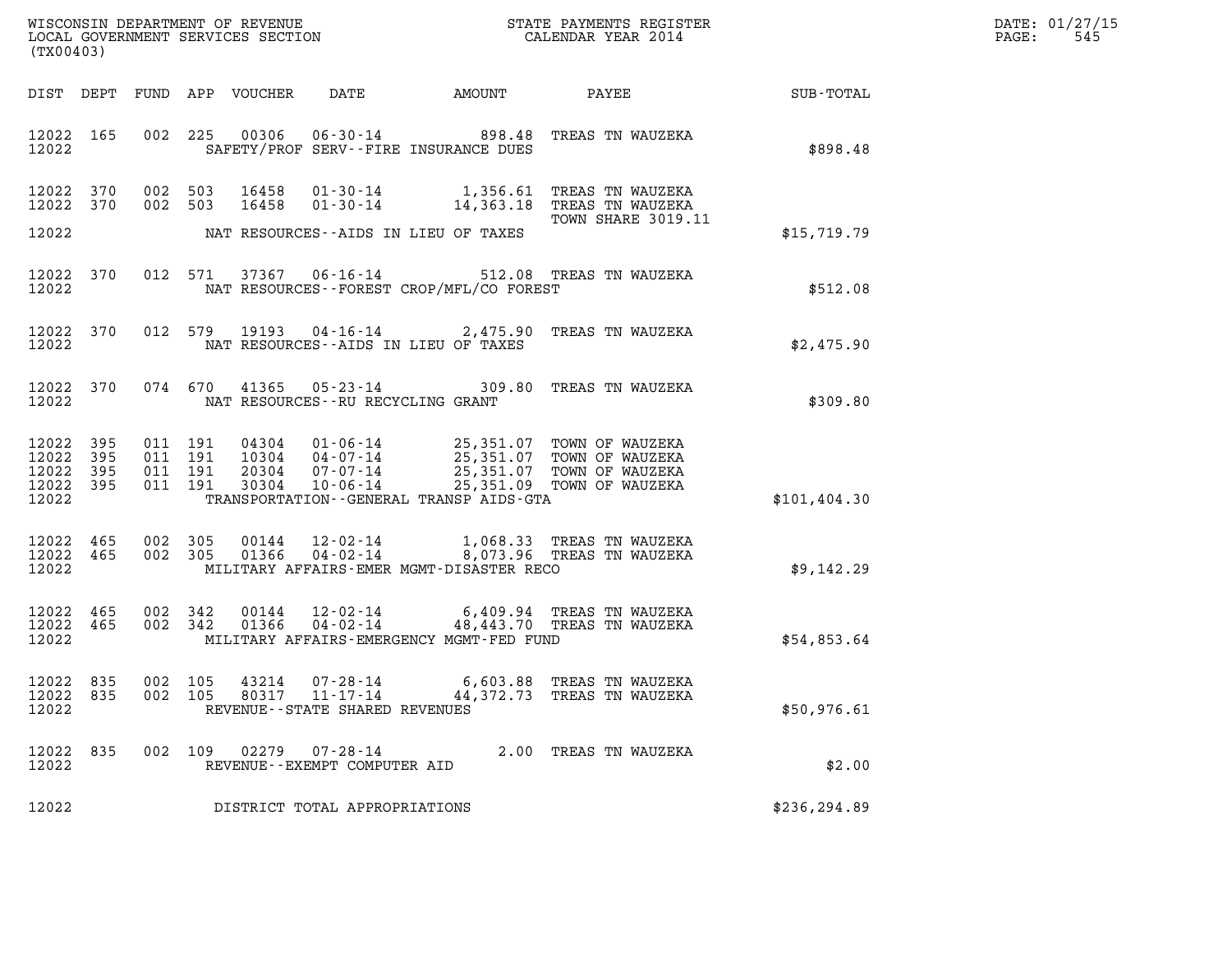WISCONSIN DEPARTMENT OF REVENUE
LOCAL GOVERNMENT SERVICES SECTION
(TX00403)

STATE PAYMENTS REGISTER
CALENDAR YEAR 2014

| DIST | DEPT | FUND | APP | VOUCHER | DATE | AMOUNT | PAYEE | SUB-TOTAL |
|---|---|---|---|---|---|---|---|---|
| 12022 | 165 | 002 | 225 | 00306 | 06-30-14 | 898.48 | TREAS TN WAUZEKA | |
| 12022 | | | | | SAFETY/PROF SERV--FIRE INSURANCE DUES | | | $898.48 |
| 12022 | 370 | 002 | 503 | 16458 | 01-30-14 | 1,356.61 | TREAS TN WAUZEKA | |
| 12022 | 370 | 002 | 503 | 16458 | 01-30-14 | 14,363.18 | TREAS TN WAUZEKA TOWN SHARE 3019.11 | |
| 12022 | | | | | NAT RESOURCES--AIDS IN LIEU OF TAXES | | | $15,719.79 |
| 12022 | 370 | 012 | 571 | 37367 | 06-16-14 | 512.08 | TREAS TN WAUZEKA | |
| 12022 | | | | | NAT RESOURCES--FOREST CROP/MFL/CO FOREST | | | $512.08 |
| 12022 | 370 | 012 | 579 | 19193 | 04-16-14 | 2,475.90 | TREAS TN WAUZEKA | |
| 12022 | | | | | NAT RESOURCES--AIDS IN LIEU OF TAXES | | | $2,475.90 |
| 12022 | 370 | 074 | 670 | 41365 | 05-23-14 | 309.80 | TREAS TN WAUZEKA | |
| 12022 | | | | | NAT RESOURCES--RU RECYCLING GRANT | | | $309.80 |
| 12022 | 395 | 011 | 191 | 04304 | 01-06-14 | 25,351.07 | TOWN OF WAUZEKA | |
| 12022 | 395 | 011 | 191 | 10304 | 04-07-14 | 25,351.07 | TOWN OF WAUZEKA | |
| 12022 | 395 | 011 | 191 | 20304 | 07-07-14 | 25,351.07 | TOWN OF WAUZEKA | |
| 12022 | 395 | 011 | 191 | 30304 | 10-06-14 | 25,351.09 | TOWN OF WAUZEKA | |
| 12022 | | | | | TRANSPORTATION--GENERAL TRANSP AIDS-GTA | | | $101,404.30 |
| 12022 | 465 | 002 | 305 | 00144 | 12-02-14 | 1,068.33 | TREAS TN WAUZEKA | |
| 12022 | 465 | 002 | 305 | 01366 | 04-02-14 | 8,073.96 | TREAS TN WAUZEKA | |
| 12022 | | | | | MILITARY AFFAIRS-EMER MGMT-DISASTER RECO | | | $9,142.29 |
| 12022 | 465 | 002 | 342 | 00144 | 12-02-14 | 6,409.94 | TREAS TN WAUZEKA | |
| 12022 | 465 | 002 | 342 | 01366 | 04-02-14 | 48,443.70 | TREAS TN WAUZEKA | |
| 12022 | | | | | MILITARY AFFAIRS-EMERGENCY MGMT-FED FUND | | | $54,853.64 |
| 12022 | 835 | 002 | 105 | 43214 | 07-28-14 | 6,603.88 | TREAS TN WAUZEKA | |
| 12022 | 835 | 002 | 105 | 80317 | 11-17-14 | 44,372.73 | TREAS TN WAUZEKA | |
| 12022 | | | | | REVENUE--STATE SHARED REVENUES | | | $50,976.61 |
| 12022 | 835 | 002 | 109 | 02279 | 07-28-14 | 2.00 | TREAS TN WAUZEKA | |
| 12022 | | | | | REVENUE--EXEMPT COMPUTER AID | | | $2.00 |
| 12022 | | | | | DISTRICT TOTAL APPROPRIATIONS | | | $236,294.89 |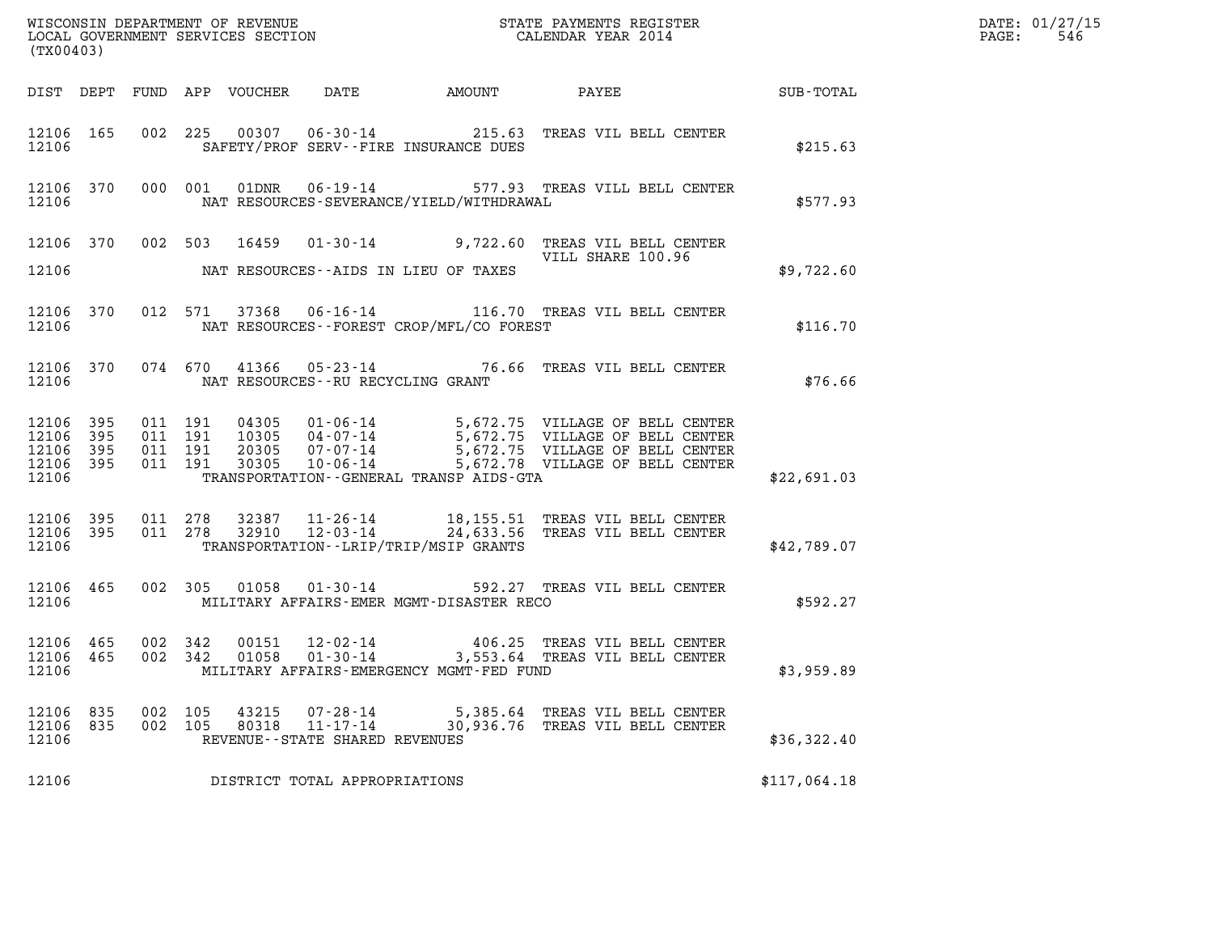WISCONSIN DEPARTMENT OF REVENUE
LOCAL GOVERNMENT SERVICES SECTION
(TX00403)

STATE PAYMENTS REGISTER
CALENDAR YEAR 2014

DATE: 01/27/15
PAGE: 546

| DIST | DEPT | FUND | APP | VOUCHER | DATE | AMOUNT | PAYEE | SUB-TOTAL |
|---|---|---|---|---|---|---|---|---|
| 12106 | 165 | 002 | 225 | 00307 | 06-30-14 | 215.63 | TREAS VIL BELL CENTER | |
| 12106 | | | | | SAFETY/PROF SERV--FIRE INSURANCE DUES | | | $215.63 |
| 12106 | 370 | 000 | 001 | 01DNR | 06-19-14 | 577.93 | TREAS VILL BELL CENTER | |
| 12106 | | | | | NAT RESOURCES-SEVERANCE/YIELD/WITHDRAWAL | | | $577.93 |
| 12106 | 370 | 002 | 503 | 16459 | 01-30-14 | 9,722.60 | TREAS VIL BELL CENTER VILL SHARE 100.96 | |
| 12106 | | | | | NAT RESOURCES--AIDS IN LIEU OF TAXES | | | $9,722.60 |
| 12106 | 370 | 012 | 571 | 37368 | 06-16-14 | 116.70 | TREAS VIL BELL CENTER | |
| 12106 | | | | | NAT RESOURCES--FOREST CROP/MFL/CO FOREST | | | $116.70 |
| 12106 | 370 | 074 | 670 | 41366 | 05-23-14 | 76.66 | TREAS VIL BELL CENTER | |
| 12106 | | | | | NAT RESOURCES--RU RECYCLING GRANT | | | $76.66 |
| 12106 | 395 | 011 | 191 | 04305 | 01-06-14 | 5,672.75 | VILLAGE OF BELL CENTER | |
| 12106 | 395 | 011 | 191 | 10305 | 04-07-14 | 5,672.75 | VILLAGE OF BELL CENTER | |
| 12106 | 395 | 011 | 191 | 20305 | 07-07-14 | 5,672.75 | VILLAGE OF BELL CENTER | |
| 12106 | 395 | 011 | 191 | 30305 | 10-06-14 | 5,672.78 | VILLAGE OF BELL CENTER | |
| 12106 | | | | | TRANSPORTATION--GENERAL TRANSP AIDS-GTA | | | $22,691.03 |
| 12106 | 395 | 011 | 278 | 32387 | 11-26-14 | 18,155.51 | TREAS VIL BELL CENTER | |
| 12106 | 395 | 011 | 278 | 32910 | 12-03-14 | 24,633.56 | TREAS VIL BELL CENTER | |
| 12106 | | | | | TRANSPORTATION--LRIP/TRIP/MSIP GRANTS | | | $42,789.07 |
| 12106 | 465 | 002 | 305 | 01058 | 01-30-14 | 592.27 | TREAS VIL BELL CENTER | |
| 12106 | | | | | MILITARY AFFAIRS-EMER MGMT-DISASTER RECO | | | $592.27 |
| 12106 | 465 | 002 | 342 | 00151 | 12-02-14 | 406.25 | TREAS VIL BELL CENTER | |
| 12106 | 465 | 002 | 342 | 01058 | 01-30-14 | 3,553.64 | TREAS VIL BELL CENTER | |
| 12106 | | | | | MILITARY AFFAIRS-EMERGENCY MGMT-FED FUND | | | $3,959.89 |
| 12106 | 835 | 002 | 105 | 43215 | 07-28-14 | 5,385.64 | TREAS VIL BELL CENTER | |
| 12106 | 835 | 002 | 105 | 80318 | 11-17-14 | 30,936.76 | TREAS VIL BELL CENTER | |
| 12106 | | | | | REVENUE--STATE SHARED REVENUES | | | $36,322.40 |
| 12106 | | | | | DISTRICT TOTAL APPROPRIATIONS | | | $117,064.18 |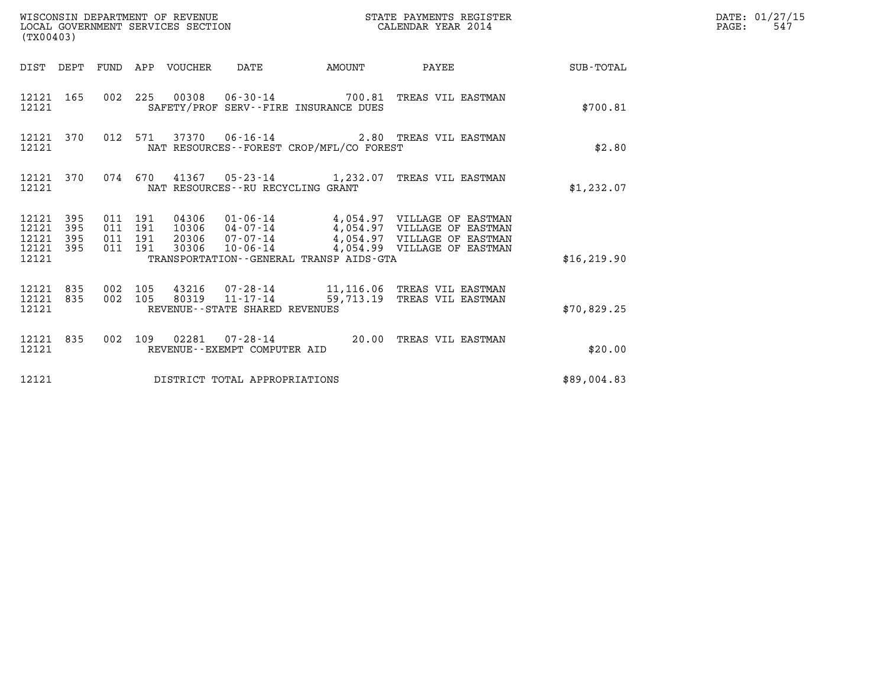WISCONSIN DEPARTMENT OF REVENUE
LOCAL GOVERNMENT SERVICES SECTION
(TX00403)

STATE PAYMENTS REGISTER
CALENDAR YEAR 2014

DATE: 01/27/15
PAGE: 547

| DIST | DEPT | FUND | APP | VOUCHER | DATE | AMOUNT | PAYEE | SUB-TOTAL |
|---|---|---|---|---|---|---|---|---|
| 12121 | 165 | 002 | 225 | 00308 | 06-30-14 | 700.81 | TREAS VIL EASTMAN | |
| 12121 | | | | | SAFETY/PROF SERV--FIRE INSURANCE DUES | | | $700.81 |
| 12121 | 370 | 012 | 571 | 37370 | 06-16-14 | 2.80 | TREAS VIL EASTMAN | |
| 12121 | | | | | NAT RESOURCES--FOREST CROP/MFL/CO FOREST | | | $2.80 |
| 12121 | 370 | 074 | 670 | 41367 | 05-23-14 | 1,232.07 | TREAS VIL EASTMAN | |
| 12121 | | | | | NAT RESOURCES--RU RECYCLING GRANT | | | $1,232.07 |
| 12121 | 395 | 011 | 191 | 04306 | 01-06-14 | 4,054.97 | VILLAGE OF EASTMAN | |
| 12121 | 395 | 011 | 191 | 10306 | 04-07-14 | 4,054.97 | VILLAGE OF EASTMAN | |
| 12121 | 395 | 011 | 191 | 20306 | 07-07-14 | 4,054.97 | VILLAGE OF EASTMAN | |
| 12121 | 395 | 011 | 191 | 30306 | 10-06-14 | 4,054.99 | VILLAGE OF EASTMAN | |
| 12121 | | | | | TRANSPORTATION--GENERAL TRANSP AIDS-GTA | | | $16,219.90 |
| 12121 | 835 | 002 | 105 | 43216 | 07-28-14 | 11,116.06 | TREAS VIL EASTMAN | |
| 12121 | 835 | 002 | 105 | 80319 | 11-17-14 | 59,713.19 | TREAS VIL EASTMAN | |
| 12121 | | | | | REVENUE--STATE SHARED REVENUES | | | $70,829.25 |
| 12121 | 835 | 002 | 109 | 02281 | 07-28-14 | 20.00 | TREAS VIL EASTMAN | |
| 12121 | | | | | REVENUE--EXEMPT COMPUTER AID | | | $20.00 |
| 12121 | | | | | DISTRICT TOTAL APPROPRIATIONS | | | $89,004.83 |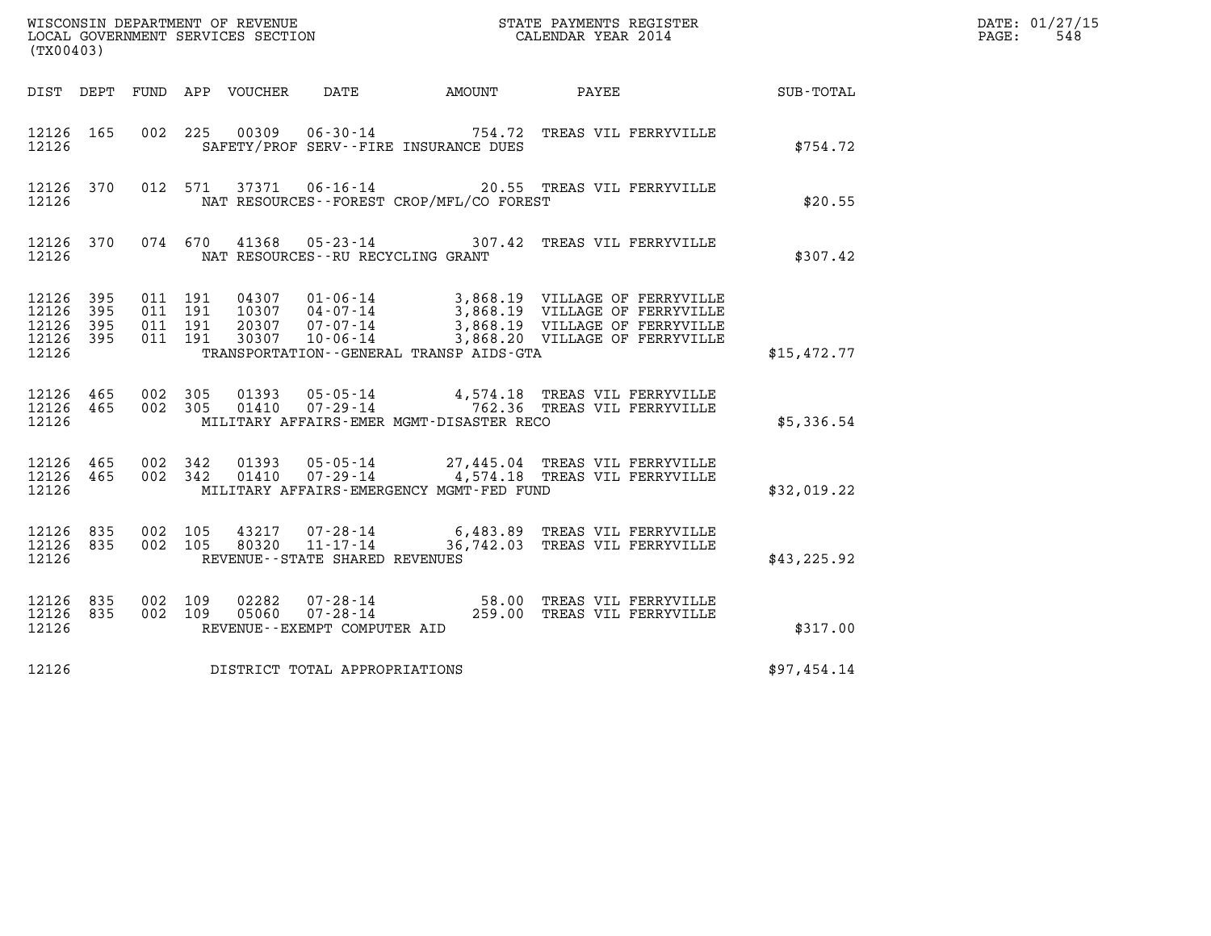WISCONSIN DEPARTMENT OF REVENUE
LOCAL GOVERNMENT SERVICES SECTION
(TX00403)

STATE PAYMENTS REGISTER
CALENDAR YEAR 2014

DATE: 01/27/15
PAGE: 548

| DIST | DEPT | FUND | APP | VOUCHER | DATE | AMOUNT | PAYEE | SUB-TOTAL |
|---|---|---|---|---|---|---|---|---|
| 12126 | 165 | 002 | 225 | 00309 | 06-30-14 | 754.72 | TREAS VIL FERRYVILLE | |
| 12126 | | | | | SAFETY/PROF SERV--FIRE INSURANCE DUES | | | $754.72 |
| 12126 | 370 | 012 | 571 | 37371 | 06-16-14 | 20.55 | TREAS VIL FERRYVILLE | |
| 12126 | | | | | NAT RESOURCES--FOREST CROP/MFL/CO FOREST | | | $20.55 |
| 12126 | 370 | 074 | 670 | 41368 | 05-23-14 | 307.42 | TREAS VIL FERRYVILLE | |
| 12126 | | | | | NAT RESOURCES--RU RECYCLING GRANT | | | $307.42 |
| 12126 | 395 | 011 | 191 | 04307 | 01-06-14 | 3,868.19 | VILLAGE OF FERRYVILLE | |
| 12126 | 395 | 011 | 191 | 10307 | 04-07-14 | 3,868.19 | VILLAGE OF FERRYVILLE | |
| 12126 | 395 | 011 | 191 | 20307 | 07-07-14 | 3,868.19 | VILLAGE OF FERRYVILLE | |
| 12126 | 395 | 011 | 191 | 30307 | 10-06-14 | 3,868.20 | VILLAGE OF FERRYVILLE | |
| 12126 | | | | | TRANSPORTATION--GENERAL TRANSP AIDS-GTA | | | $15,472.77 |
| 12126 | 465 | 002 | 305 | 01393 | 05-05-14 | 4,574.18 | TREAS VIL FERRYVILLE | |
| 12126 | 465 | 002 | 305 | 01410 | 07-29-14 | 762.36 | TREAS VIL FERRYVILLE | |
| 12126 | | | | | MILITARY AFFAIRS-EMER MGMT-DISASTER RECO | | | $5,336.54 |
| 12126 | 465 | 002 | 342 | 01393 | 05-05-14 | 27,445.04 | TREAS VIL FERRYVILLE | |
| 12126 | 465 | 002 | 342 | 01410 | 07-29-14 | 4,574.18 | TREAS VIL FERRYVILLE | |
| 12126 | | | | | MILITARY AFFAIRS-EMERGENCY MGMT-FED FUND | | | $32,019.22 |
| 12126 | 835 | 002 | 105 | 43217 | 07-28-14 | 6,483.89 | TREAS VIL FERRYVILLE | |
| 12126 | 835 | 002 | 105 | 80320 | 11-17-14 | 36,742.03 | TREAS VIL FERRYVILLE | |
| 12126 | | | | | REVENUE--STATE SHARED REVENUES | | | $43,225.92 |
| 12126 | 835 | 002 | 109 | 02282 | 07-28-14 | 58.00 | TREAS VIL FERRYVILLE | |
| 12126 | 835 | 002 | 109 | 05060 | 07-28-14 | 259.00 | TREAS VIL FERRYVILLE | |
| 12126 | | | | | REVENUE--EXEMPT COMPUTER AID | | | $317.00 |
| 12126 | | | | | DISTRICT TOTAL APPROPRIATIONS | | | $97,454.14 |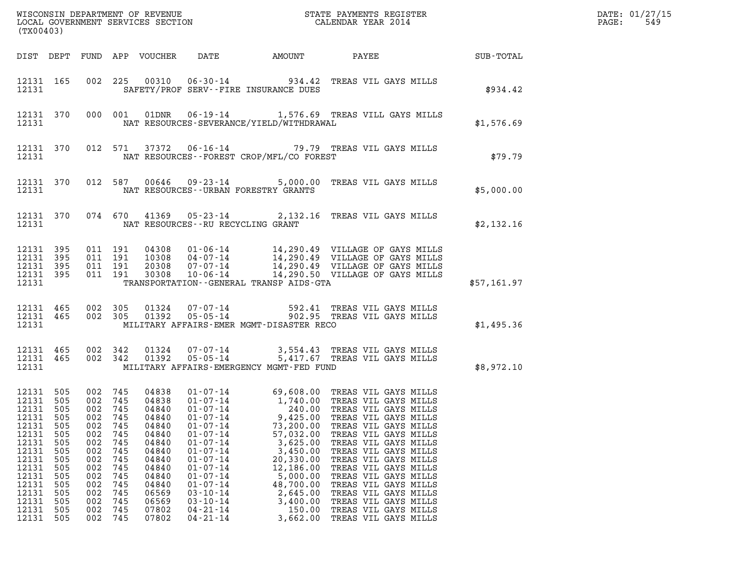| DIST | DEPT | FUND | APP | VOUCHER | DATE | AMOUNT | PAYEE | SUB-TOTAL |
|---|---|---|---|---|---|---|---|---|
| 12131 | 165 | 002 | 225 | 00310 | 06-30-14 | 934.42 | TREAS VIL GAYS MILLS | |
| 12131 | | | | | SAFETY/PROF SERV--FIRE INSURANCE DUES | | | $934.42 |
| 12131 | 370 | 000 | 001 | 01DNR | 06-19-14 | 1,576.69 | TREAS VILL GAYS MILLS | |
| 12131 | | | | | NAT RESOURCES-SEVERANCE/YIELD/WITHDRAWAL | | | $1,576.69 |
| 12131 | 370 | 012 | 571 | 37372 | 06-16-14 | 79.79 | TREAS VIL GAYS MILLS | |
| 12131 | | | | | NAT RESOURCES--FOREST CROP/MFL/CO FOREST | | | $79.79 |
| 12131 | 370 | 012 | 587 | 00646 | 09-23-14 | 5,000.00 | TREAS VIL GAYS MILLS | |
| 12131 | | | | | NAT RESOURCES--URBAN FORESTRY GRANTS | | | $5,000.00 |
| 12131 | 370 | 074 | 670 | 41369 | 05-23-14 | 2,132.16 | TREAS VIL GAYS MILLS | |
| 12131 | | | | | NAT RESOURCES--RU RECYCLING GRANT | | | $2,132.16 |
| 12131 | 395 | 011 | 191 | 04308 | 01-06-14 | 14,290.49 | VILLAGE OF GAYS MILLS | |
| 12131 | 395 | 011 | 191 | 10308 | 04-07-14 | 14,290.49 | VILLAGE OF GAYS MILLS | |
| 12131 | 395 | 011 | 191 | 20308 | 07-07-14 | 14,290.49 | VILLAGE OF GAYS MILLS | |
| 12131 | 395 | 011 | 191 | 30308 | 10-06-14 | 14,290.50 | VILLAGE OF GAYS MILLS | |
| 12131 | | | | | TRANSPORTATION--GENERAL TRANSP AIDS-GTA | | | $57,161.97 |
| 12131 | 465 | 002 | 305 | 01324 | 07-07-14 | 592.41 | TREAS VIL GAYS MILLS | |
| 12131 | 465 | 002 | 305 | 01392 | 05-05-14 | 902.95 | TREAS VIL GAYS MILLS | |
| 12131 | | | | | MILITARY AFFAIRS-EMER MGMT-DISASTER RECO | | | $1,495.36 |
| 12131 | 465 | 002 | 342 | 01324 | 07-07-14 | 3,554.43 | TREAS VIL GAYS MILLS | |
| 12131 | 465 | 002 | 342 | 01392 | 05-05-14 | 5,417.67 | TREAS VIL GAYS MILLS | |
| 12131 | | | | | MILITARY AFFAIRS-EMERGENCY MGMT-FED FUND | | | $8,972.10 |
| 12131 | 505 | 002 | 745 | 04838 | 01-07-14 | 69,608.00 | TREAS VIL GAYS MILLS | |
| 12131 | 505 | 002 | 745 | 04838 | 01-07-14 | 1,740.00 | TREAS VIL GAYS MILLS | |
| 12131 | 505 | 002 | 745 | 04840 | 01-07-14 | 240.00 | TREAS VIL GAYS MILLS | |
| 12131 | 505 | 002 | 745 | 04840 | 01-07-14 | 9,425.00 | TREAS VIL GAYS MILLS | |
| 12131 | 505 | 002 | 745 | 04840 | 01-07-14 | 73,200.00 | TREAS VIL GAYS MILLS | |
| 12131 | 505 | 002 | 745 | 04840 | 01-07-14 | 57,032.00 | TREAS VIL GAYS MILLS | |
| 12131 | 505 | 002 | 745 | 04840 | 01-07-14 | 3,625.00 | TREAS VIL GAYS MILLS | |
| 12131 | 505 | 002 | 745 | 04840 | 01-07-14 | 3,450.00 | TREAS VIL GAYS MILLS | |
| 12131 | 505 | 002 | 745 | 04840 | 01-07-14 | 20,330.00 | TREAS VIL GAYS MILLS | |
| 12131 | 505 | 002 | 745 | 04840 | 01-07-14 | 12,186.00 | TREAS VIL GAYS MILLS | |
| 12131 | 505 | 002 | 745 | 04840 | 01-07-14 | 5,000.00 | TREAS VIL GAYS MILLS | |
| 12131 | 505 | 002 | 745 | 04840 | 01-07-14 | 48,700.00 | TREAS VIL GAYS MILLS | |
| 12131 | 505 | 002 | 745 | 06569 | 03-10-14 | 2,645.00 | TREAS VIL GAYS MILLS | |
| 12131 | 505 | 002 | 745 | 06569 | 03-10-14 | 3,400.00 | TREAS VIL GAYS MILLS | |
| 12131 | 505 | 002 | 745 | 07802 | 04-21-14 | 150.00 | TREAS VIL GAYS MILLS | |
| 12131 | 505 | 002 | 745 | 07802 | 04-21-14 | 3,662.00 | TREAS VIL GAYS MILLS | |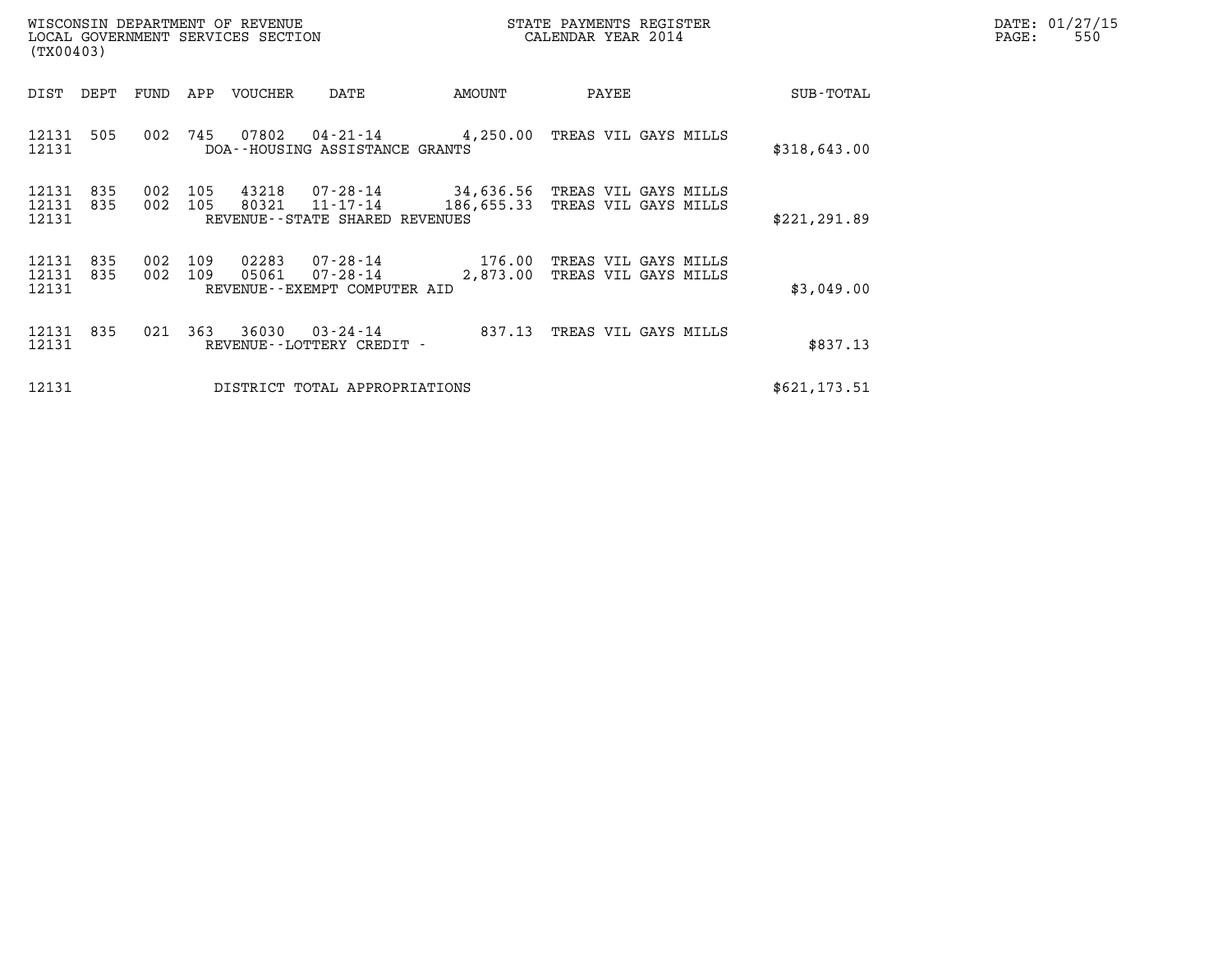WISCONSIN DEPARTMENT OF REVENUE
LOCAL GOVERNMENT SERVICES SECTION
(TX00403)

STATE PAYMENTS REGISTER
CALENDAR YEAR 2014

DATE: 01/27/15
PAGE: 550

| DIST | DEPT | FUND | APP | VOUCHER | DATE | AMOUNT | PAYEE | SUB-TOTAL |
|---|---|---|---|---|---|---|---|---|
| 12131 | 505 | 002 | 745 | 07802 | 04-21-14 | 4,250.00 | TREAS VIL GAYS MILLS | |
| 12131 | | | | DOA--HOUSING ASSISTANCE GRANTS | | | | $318,643.00 |
| 12131 | 835 | 002 | 105 | 43218 | 07-28-14 | 34,636.56 | TREAS VIL GAYS MILLS | |
| 12131 | 835 | 002 | 105 | 80321 | 11-17-14 | 186,655.33 | TREAS VIL GAYS MILLS | |
| 12131 | | | | REVENUE--STATE SHARED REVENUES | | | | $221,291.89 |
| 12131 | 835 | 002 | 109 | 02283 | 07-28-14 | 176.00 | TREAS VIL GAYS MILLS | |
| 12131 | 835 | 002 | 109 | 05061 | 07-28-14 | 2,873.00 | TREAS VIL GAYS MILLS | |
| 12131 | | | | REVENUE--EXEMPT COMPUTER AID | | | | $3,049.00 |
| 12131 | 835 | 021 | 363 | 36030 | 03-24-14 | 837.13 | TREAS VIL GAYS MILLS | |
| 12131 | | | | REVENUE--LOTTERY CREDIT - | | | | $837.13 |
| 12131 | | | | DISTRICT TOTAL APPROPRIATIONS | | | | $621,173.51 |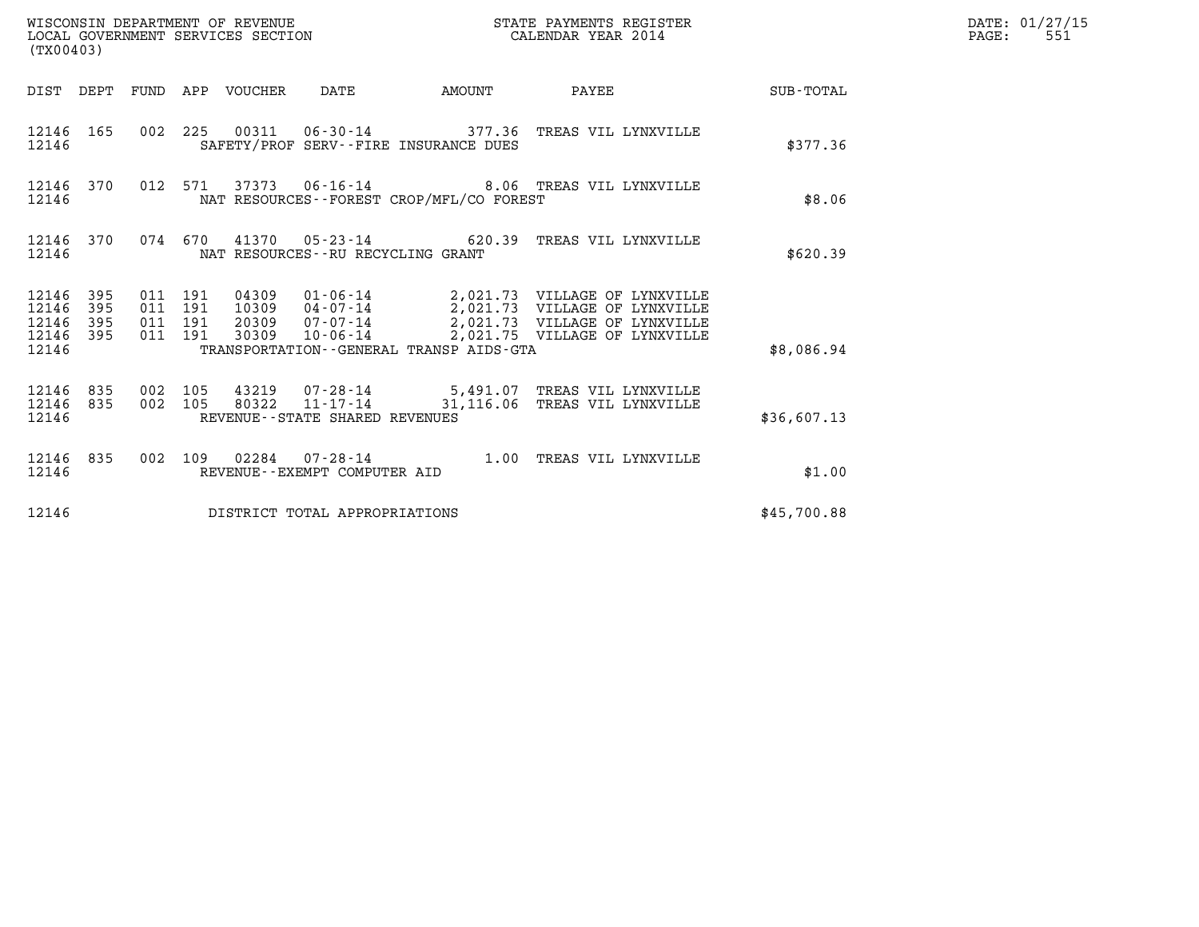WISCONSIN DEPARTMENT OF REVENUE
LOCAL GOVERNMENT SERVICES SECTION
(TX00403)

STATE PAYMENTS REGISTER
CALENDAR YEAR 2014

DATE: 01/27/15
PAGE: 551

| DIST | DEPT | FUND | APP | VOUCHER | DATE | AMOUNT | PAYEE | SUB-TOTAL |
|---|---|---|---|---|---|---|---|---|
| 12146 | 165 | 002 | 225 | 00311 | 06-30-14 | 377.36 | TREAS VIL LYNXVILLE | |
| 12146 | | | | SAFETY/PROF SERV--FIRE INSURANCE DUES | | | | $377.36 |
| 12146 | 370 | 012 | 571 | 37373 | 06-16-14 | 8.06 | TREAS VIL LYNXVILLE | |
| 12146 | | | | NAT RESOURCES--FOREST CROP/MFL/CO FOREST | | | | $8.06 |
| 12146 | 370 | 074 | 670 | 41370 | 05-23-14 | 620.39 | TREAS VIL LYNXVILLE | |
| 12146 | | | | NAT RESOURCES--RU RECYCLING GRANT | | | | $620.39 |
| 12146 | 395 | 011 | 191 | 04309 | 01-06-14 | 2,021.73 | VILLAGE OF LYNXVILLE | |
| 12146 | 395 | 011 | 191 | 10309 | 04-07-14 | 2,021.73 | VILLAGE OF LYNXVILLE | |
| 12146 | 395 | 011 | 191 | 20309 | 07-07-14 | 2,021.73 | VILLAGE OF LYNXVILLE | |
| 12146 | 395 | 011 | 191 | 30309 | 10-06-14 | 2,021.75 | VILLAGE OF LYNXVILLE | |
| 12146 | | | | TRANSPORTATION--GENERAL TRANSP AIDS-GTA | | | | $8,086.94 |
| 12146 | 835 | 002 | 105 | 43219 | 07-28-14 | 5,491.07 | TREAS VIL LYNXVILLE | |
| 12146 | 835 | 002 | 105 | 80322 | 11-17-14 | 31,116.06 | TREAS VIL LYNXVILLE | |
| 12146 | | | | REVENUE--STATE SHARED REVENUES | | | | $36,607.13 |
| 12146 | 835 | 002 | 109 | 02284 | 07-28-14 | 1.00 | TREAS VIL LYNXVILLE | |
| 12146 | | | | REVENUE--EXEMPT COMPUTER AID | | | | $1.00 |
| 12146 | | | | DISTRICT TOTAL APPROPRIATIONS | | | | $45,700.88 |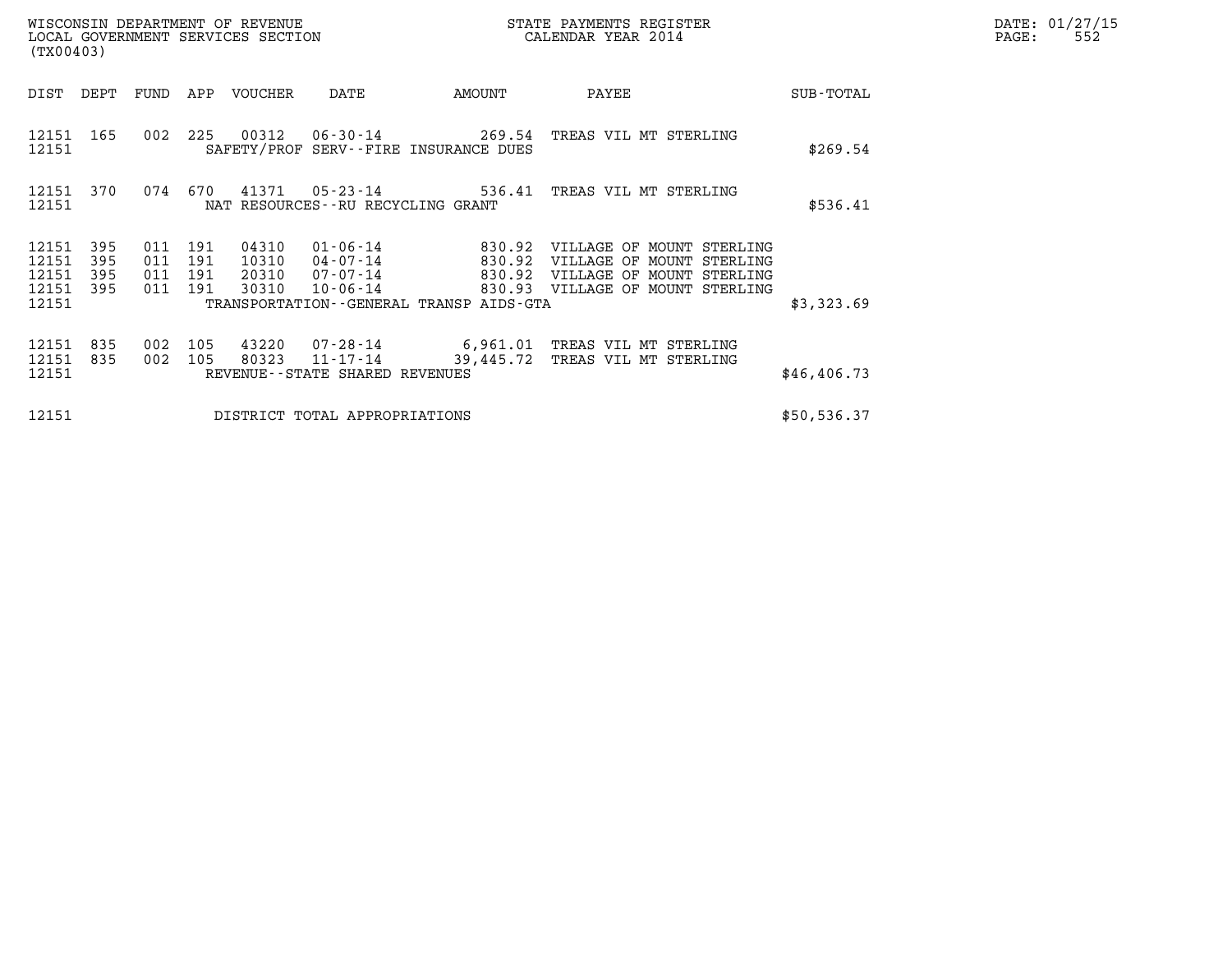WISCONSIN DEPARTMENT OF REVENUE
LOCAL GOVERNMENT SERVICES SECTION
(TX00403)

STATE PAYMENTS REGISTER
CALENDAR YEAR 2014

| DIST | DEPT | FUND | APP | VOUCHER | DATE | AMOUNT | PAYEE | SUB-TOTAL |
|---|---|---|---|---|---|---|---|---|
| 12151 | 165 | 002 | 225 | 00312 | 06-30-14 | 269.54 | TREAS VIL MT STERLING | |
| 12151 | | | | | SAFETY/PROF SERV--FIRE INSURANCE DUES | | | $269.54 |
| 12151 | 370 | 074 | 670 | 41371 | 05-23-14 | 536.41 | TREAS VIL MT STERLING | |
| 12151 | | | | | NAT RESOURCES--RU RECYCLING GRANT | | | $536.41 |
| 12151 | 395 | 011 | 191 | 04310 | 01-06-14 | 830.92 | VILLAGE OF MOUNT STERLING | |
| 12151 | 395 | 011 | 191 | 10310 | 04-07-14 | 830.92 | VILLAGE OF MOUNT STERLING | |
| 12151 | 395 | 011 | 191 | 20310 | 07-07-14 | 830.92 | VILLAGE OF MOUNT STERLING | |
| 12151 | 395 | 011 | 191 | 30310 | 10-06-14 | 830.93 | VILLAGE OF MOUNT STERLING | |
| 12151 | | | | | TRANSPORTATION--GENERAL TRANSP AIDS-GTA | | | $3,323.69 |
| 12151 | 835 | 002 | 105 | 43220 | 07-28-14 | 6,961.01 | TREAS VIL MT STERLING | |
| 12151 | 835 | 002 | 105 | 80323 | 11-17-14 | 39,445.72 | TREAS VIL MT STERLING | |
| 12151 | | | | | REVENUE--STATE SHARED REVENUES | | | $46,406.73 |
| 12151 | | | | | DISTRICT TOTAL APPROPRIATIONS | | | $50,536.37 |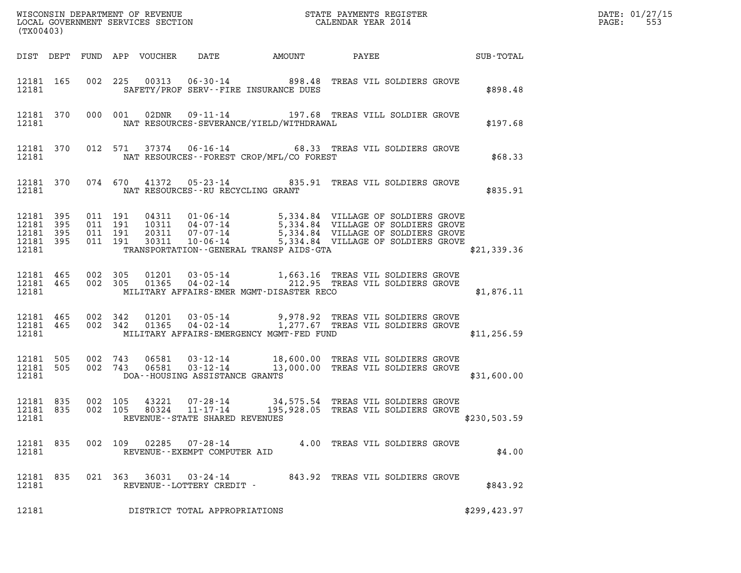WISCONSIN DEPARTMENT OF REVENUE
LOCAL GOVERNMENT SERVICES SECTION
(TX00403)

STATE PAYMENTS REGISTER
CALENDAR YEAR 2014

DATE: 01/27/15
PAGE: 553

| DIST | DEPT | FUND | APP | VOUCHER | DATE | AMOUNT | PAYEE | SUB-TOTAL |
|---|---|---|---|---|---|---|---|---|
| 12181 | 165 | 002 | 225 | 00313 | 06-30-14 | 898.48 | TREAS VIL SOLDIERS GROVE | |
| 12181 | | | | | SAFETY/PROF SERV--FIRE INSURANCE DUES | | | $898.48 |
| 12181 | 370 | 000 | 001 | 02DNR | 09-11-14 | 197.68 | TREAS VILL SOLDIER GROVE | |
| 12181 | | | | | NAT RESOURCES-SEVERANCE/YIELD/WITHDRAWAL | | | $197.68 |
| 12181 | 370 | 012 | 571 | 37374 | 06-16-14 | 68.33 | TREAS VIL SOLDIERS GROVE | |
| 12181 | | | | | NAT RESOURCES--FOREST CROP/MFL/CO FOREST | | | $68.33 |
| 12181 | 370 | 074 | 670 | 41372 | 05-23-14 | 835.91 | TREAS VIL SOLDIERS GROVE | |
| 12181 | | | | | NAT RESOURCES--RU RECYCLING GRANT | | | $835.91 |
| 12181 | 395 | 011 | 191 | 04311 | 01-06-14 | 5,334.84 | VILLAGE OF SOLDIERS GROVE | |
| 12181 | 395 | 011 | 191 | 10311 | 04-07-14 | 5,334.84 | VILLAGE OF SOLDIERS GROVE | |
| 12181 | 395 | 011 | 191 | 20311 | 07-07-14 | 5,334.84 | VILLAGE OF SOLDIERS GROVE | |
| 12181 | 395 | 011 | 191 | 30311 | 10-06-14 | 5,334.84 | VILLAGE OF SOLDIERS GROVE | |
| 12181 | | | | | TRANSPORTATION--GENERAL TRANSP AIDS-GTA | | | $21,339.36 |
| 12181 | 465 | 002 | 305 | 01201 | 03-05-14 | 1,663.16 | TREAS VIL SOLDIERS GROVE | |
| 12181 | 465 | 002 | 305 | 01365 | 04-02-14 | 212.95 | TREAS VIL SOLDIERS GROVE | |
| 12181 | | | | | MILITARY AFFAIRS-EMER MGMT-DISASTER RECO | | | $1,876.11 |
| 12181 | 465 | 002 | 342 | 01201 | 03-05-14 | 9,978.92 | TREAS VIL SOLDIERS GROVE | |
| 12181 | 465 | 002 | 342 | 01365 | 04-02-14 | 1,277.67 | TREAS VIL SOLDIERS GROVE | |
| 12181 | | | | | MILITARY AFFAIRS-EMERGENCY MGMT-FED FUND | | | $11,256.59 |
| 12181 | 505 | 002 | 743 | 06581 | 03-12-14 | 18,600.00 | TREAS VIL SOLDIERS GROVE | |
| 12181 | 505 | 002 | 743 | 06581 | 03-12-14 | 13,000.00 | TREAS VIL SOLDIERS GROVE | |
| 12181 | | | | | DOA--HOUSING ASSISTANCE GRANTS | | | $31,600.00 |
| 12181 | 835 | 002 | 105 | 43221 | 07-28-14 | 34,575.54 | TREAS VIL SOLDIERS GROVE | |
| 12181 | 835 | 002 | 105 | 80324 | 11-17-14 | 195,928.05 | TREAS VIL SOLDIERS GROVE | |
| 12181 | | | | | REVENUE--STATE SHARED REVENUES | | | $230,503.59 |
| 12181 | 835 | 002 | 109 | 02285 | 07-28-14 | 4.00 | TREAS VIL SOLDIERS GROVE | |
| 12181 | | | | | REVENUE--EXEMPT COMPUTER AID | | | $4.00 |
| 12181 | 835 | 021 | 363 | 36031 | 03-24-14 | 843.92 | TREAS VIL SOLDIERS GROVE | |
| 12181 | | | | | REVENUE--LOTTERY CREDIT - | | | $843.92 |
| 12181 | | | | | DISTRICT TOTAL APPROPRIATIONS | | | $299,423.97 |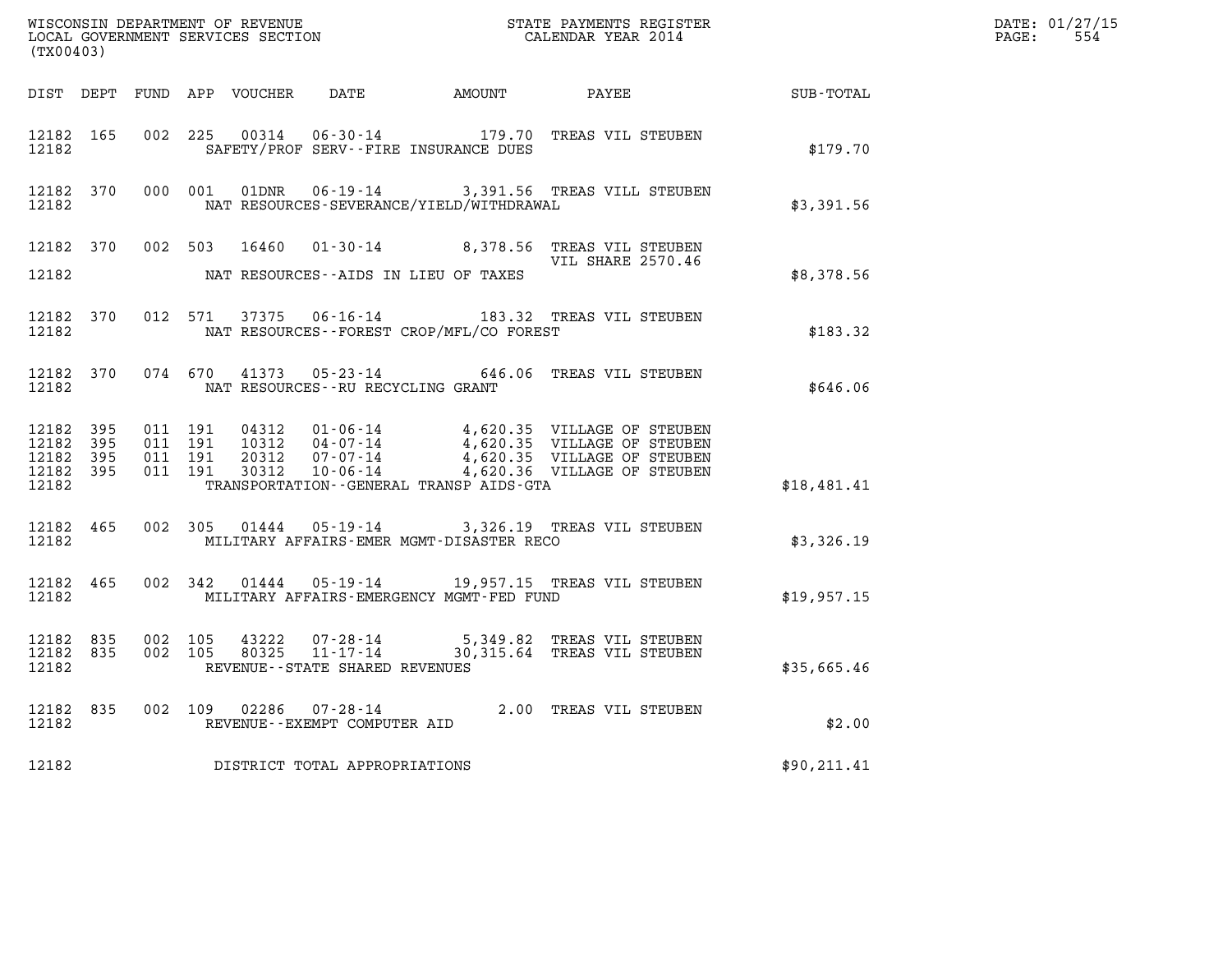WISCONSIN DEPARTMENT OF REVENUE
LOCAL GOVERNMENT SERVICES SECTION
(TX00403)

STATE PAYMENTS REGISTER
CALENDAR YEAR 2014

| DIST | DEPT | FUND | APP | VOUCHER | DATE | AMOUNT | PAYEE | SUB-TOTAL |
|---|---|---|---|---|---|---|---|---|
| 12182 | 165 | 002 | 225 | 00314 | 06-30-14 | 179.70 | TREAS VIL STEUBEN | |
| 12182 | | | | | SAFETY/PROF SERV--FIRE INSURANCE DUES | | | $179.70 |
| 12182 | 370 | 000 | 001 | 01DNR | 06-19-14 | 3,391.56 | TREAS VILL STEUBEN | |
| 12182 | | | | | NAT RESOURCES-SEVERANCE/YIELD/WITHDRAWAL | | | $3,391.56 |
| 12182 | 370 | 002 | 503 | 16460 | 01-30-14 | 8,378.56 | TREAS VIL STEUBEN VIL SHARE 2570.46 | |
| 12182 | | | | | NAT RESOURCES--AIDS IN LIEU OF TAXES | | | $8,378.56 |
| 12182 | 370 | 012 | 571 | 37375 | 06-16-14 | 183.32 | TREAS VIL STEUBEN | |
| 12182 | | | | | NAT RESOURCES--FOREST CROP/MFL/CO FOREST | | | $183.32 |
| 12182 | 370 | 074 | 670 | 41373 | 05-23-14 | 646.06 | TREAS VIL STEUBEN | |
| 12182 | | | | | NAT RESOURCES--RU RECYCLING GRANT | | | $646.06 |
| 12182 | 395 | 011 | 191 | 04312 | 01-06-14 | 4,620.35 | VILLAGE OF STEUBEN | |
| 12182 | 395 | 011 | 191 | 10312 | 04-07-14 | 4,620.35 | VILLAGE OF STEUBEN | |
| 12182 | 395 | 011 | 191 | 20312 | 07-07-14 | 4,620.35 | VILLAGE OF STEUBEN | |
| 12182 | 395 | 011 | 191 | 30312 | 10-06-14 | 4,620.36 | VILLAGE OF STEUBEN | |
| 12182 | | | | | TRANSPORTATION--GENERAL TRANSP AIDS-GTA | | | $18,481.41 |
| 12182 | 465 | 002 | 305 | 01444 | 05-19-14 | 3,326.19 | TREAS VIL STEUBEN | |
| 12182 | | | | | MILITARY AFFAIRS-EMER MGMT-DISASTER RECO | | | $3,326.19 |
| 12182 | 465 | 002 | 342 | 01444 | 05-19-14 | 19,957.15 | TREAS VIL STEUBEN | |
| 12182 | | | | | MILITARY AFFAIRS-EMERGENCY MGMT-FED FUND | | | $19,957.15 |
| 12182 | 835 | 002 | 105 | 43222 | 07-28-14 | 5,349.82 | TREAS VIL STEUBEN | |
| 12182 | 835 | 002 | 105 | 80325 | 11-17-14 | 30,315.64 | TREAS VIL STEUBEN | |
| 12182 | | | | | REVENUE--STATE SHARED REVENUES | | | $35,665.46 |
| 12182 | 835 | 002 | 109 | 02286 | 07-28-14 | 2.00 | TREAS VIL STEUBEN | |
| 12182 | | | | | REVENUE--EXEMPT COMPUTER AID | | | $2.00 |
| 12182 | | | | | DISTRICT TOTAL APPROPRIATIONS | | | $90,211.41 |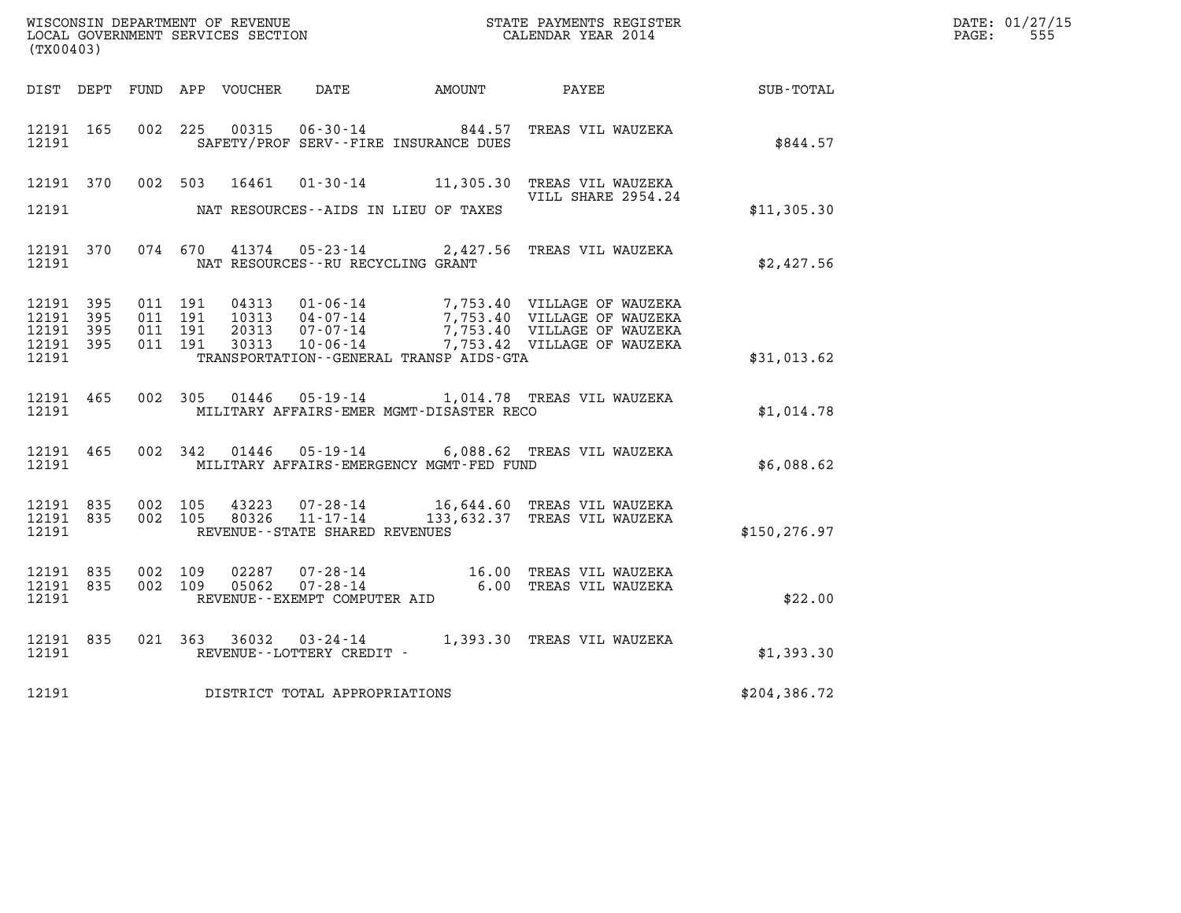WISCONSIN DEPARTMENT OF REVENUE
LOCAL GOVERNMENT SERVICES SECTION
(TX00403)

STATE PAYMENTS REGISTER
CALENDAR YEAR 2014

DATE: 01/27/15
PAGE: 555

| DIST | DEPT | FUND | APP | VOUCHER | DATE | AMOUNT | PAYEE | SUB-TOTAL |
|---|---|---|---|---|---|---|---|---|
| 12191 | 165 | 002 | 225 | 00315 | 06-30-14 | 844.57 | TREAS VIL WAUZEKA | |
| 12191 | | | | | SAFETY/PROF SERV--FIRE INSURANCE DUES | | | $844.57 |
| 12191 | 370 | 002 | 503 | 16461 | 01-30-14 | 11,305.30 | TREAS VIL WAUZEKA VILL SHARE 2954.24 | |
| 12191 | | | | | NAT RESOURCES--AIDS IN LIEU OF TAXES | | | $11,305.30 |
| 12191 | 370 | 074 | 670 | 41374 | 05-23-14 | 2,427.56 | TREAS VIL WAUZEKA | |
| 12191 | | | | | NAT RESOURCES--RU RECYCLING GRANT | | | $2,427.56 |
| 12191 | 395 | 011 | 191 | 04313 | 01-06-14 | 7,753.40 | VILLAGE OF WAUZEKA | |
| 12191 | 395 | 011 | 191 | 10313 | 04-07-14 | 7,753.40 | VILLAGE OF WAUZEKA | |
| 12191 | 395 | 011 | 191 | 20313 | 07-07-14 | 7,753.40 | VILLAGE OF WAUZEKA | |
| 12191 | 395 | 011 | 191 | 30313 | 10-06-14 | 7,753.42 | VILLAGE OF WAUZEKA | |
| 12191 | | | | | TRANSPORTATION--GENERAL TRANSP AIDS-GTA | | | $31,013.62 |
| 12191 | 465 | 002 | 305 | 01446 | 05-19-14 | 1,014.78 | TREAS VIL WAUZEKA | |
| 12191 | | | | | MILITARY AFFAIRS-EMER MGMT-DISASTER RECO | | | $1,014.78 |
| 12191 | 465 | 002 | 342 | 01446 | 05-19-14 | 6,088.62 | TREAS VIL WAUZEKA | |
| 12191 | | | | | MILITARY AFFAIRS-EMERGENCY MGMT-FED FUND | | | $6,088.62 |
| 12191 | 835 | 002 | 105 | 43223 | 07-28-14 | 16,644.60 | TREAS VIL WAUZEKA | |
| 12191 | 835 | 002 | 105 | 80326 | 11-17-14 | 133,632.37 | TREAS VIL WAUZEKA | |
| 12191 | | | | | REVENUE--STATE SHARED REVENUES | | | $150,276.97 |
| 12191 | 835 | 002 | 109 | 02287 | 07-28-14 | 16.00 | TREAS VIL WAUZEKA | |
| 12191 | 835 | 002 | 109 | 05062 | 07-28-14 | 6.00 | TREAS VIL WAUZEKA | |
| 12191 | | | | | REVENUE--EXEMPT COMPUTER AID | | | $22.00 |
| 12191 | 835 | 021 | 363 | 36032 | 03-24-14 | 1,393.30 | TREAS VIL WAUZEKA | |
| 12191 | | | | | REVENUE--LOTTERY CREDIT - | | | $1,393.30 |
| 12191 | | | | | DISTRICT TOTAL APPROPRIATIONS | | | $204,386.72 |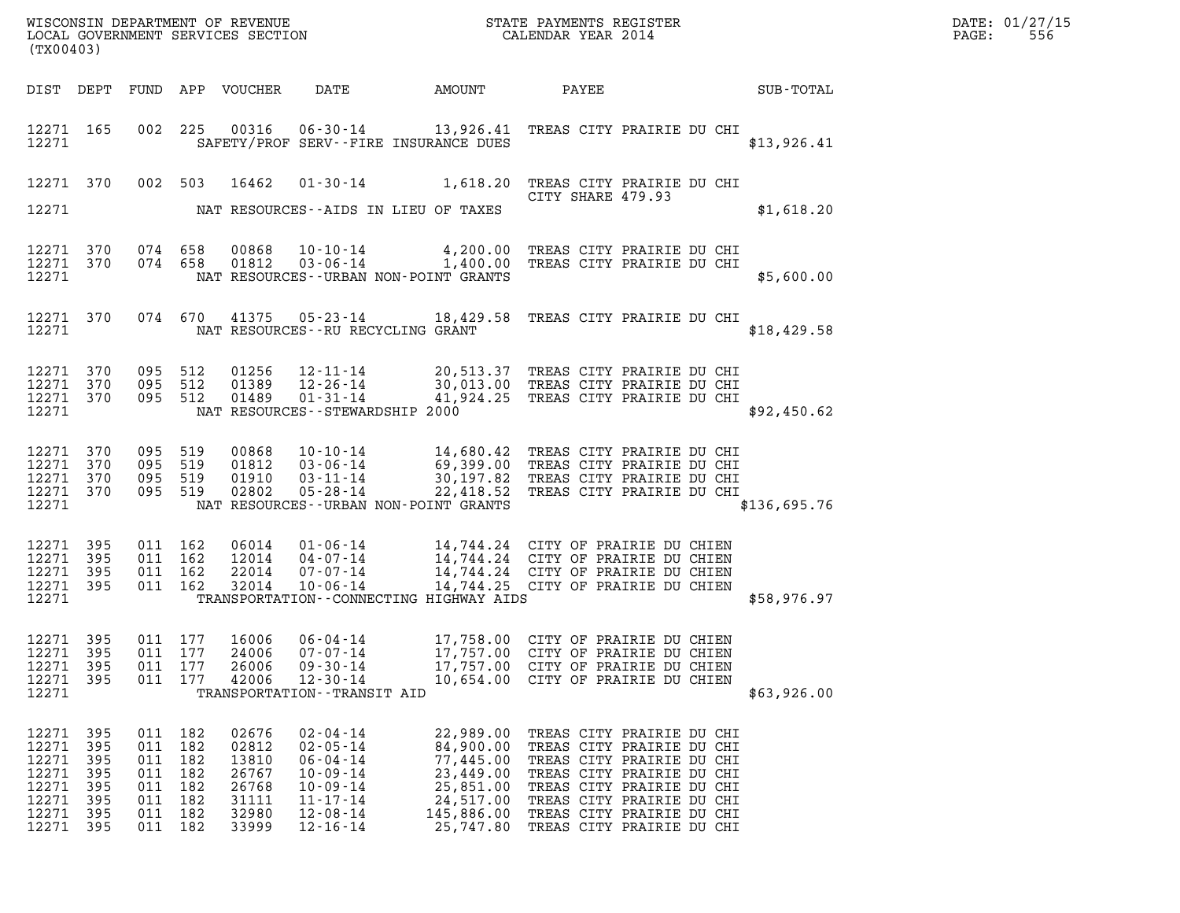WISCONSIN DEPARTMENT OF REVENUE
LOCAL GOVERNMENT SERVICES SECTION
(TX00403)

STATE PAYMENTS REGISTER
CALENDAR YEAR 2014

DATE: 01/27/15
PAGE: 556

| DIST | DEPT | FUND | APP | VOUCHER | DATE | AMOUNT | PAYEE | SUB-TOTAL |
|---|---|---|---|---|---|---|---|---|
| 12271 | 165 | 002 | 225 | 00316 | 06-30-14 | 13,926.41 | TREAS CITY PRAIRIE DU CHI | |
| 12271 | | | | | SAFETY/PROF SERV--FIRE INSURANCE DUES | | | $13,926.41 |
| 12271 | 370 | 002 | 503 | 16462 | 01-30-14 | 1,618.20 | TREAS CITY PRAIRIE DU CHI CITY SHARE 479.93 | |
| 12271 | | | | | NAT RESOURCES--AIDS IN LIEU OF TAXES | | | $1,618.20 |
| 12271 | 370 | 074 | 658 | 00868 | 10-10-14 | 4,200.00 | TREAS CITY PRAIRIE DU CHI | |
| 12271 | 370 | 074 | 658 | 01812 | 03-06-14 | 1,400.00 | TREAS CITY PRAIRIE DU CHI | |
| 12271 | | | | | NAT RESOURCES--URBAN NON-POINT GRANTS | | | $5,600.00 |
| 12271 | 370 | 074 | 670 | 41375 | 05-23-14 | 18,429.58 | TREAS CITY PRAIRIE DU CHI | |
| 12271 | | | | | NAT RESOURCES--RU RECYCLING GRANT | | | $18,429.58 |
| 12271 | 370 | 095 | 512 | 01256 | 12-11-14 | 20,513.37 | TREAS CITY PRAIRIE DU CHI | |
| 12271 | 370 | 095 | 512 | 01389 | 12-26-14 | 30,013.00 | TREAS CITY PRAIRIE DU CHI | |
| 12271 | 370 | 095 | 512 | 01489 | 01-31-14 | 41,924.25 | TREAS CITY PRAIRIE DU CHI | |
| 12271 | | | | | NAT RESOURCES--STEWARDSHIP 2000 | | | $92,450.62 |
| 12271 | 370 | 095 | 519 | 00868 | 10-10-14 | 14,680.42 | TREAS CITY PRAIRIE DU CHI | |
| 12271 | 370 | 095 | 519 | 01812 | 03-06-14 | 69,399.00 | TREAS CITY PRAIRIE DU CHI | |
| 12271 | 370 | 095 | 519 | 01910 | 03-11-14 | 30,197.82 | TREAS CITY PRAIRIE DU CHI | |
| 12271 | 370 | 095 | 519 | 02802 | 05-28-14 | 22,418.52 | TREAS CITY PRAIRIE DU CHI | |
| 12271 | | | | | NAT RESOURCES--URBAN NON-POINT GRANTS | | | $136,695.76 |
| 12271 | 395 | 011 | 162 | 06014 | 01-06-14 | 14,744.24 | CITY OF PRAIRIE DU CHIEN | |
| 12271 | 395 | 011 | 162 | 12014 | 04-07-14 | 14,744.24 | CITY OF PRAIRIE DU CHIEN | |
| 12271 | 395 | 011 | 162 | 22014 | 07-07-14 | 14,744.24 | CITY OF PRAIRIE DU CHIEN | |
| 12271 | 395 | 011 | 162 | 32014 | 10-06-14 | 14,744.25 | CITY OF PRAIRIE DU CHIEN | |
| 12271 | | | | | TRANSPORTATION--CONNECTING HIGHWAY AIDS | | | $58,976.97 |
| 12271 | 395 | 011 | 177 | 16006 | 06-04-14 | 17,758.00 | CITY OF PRAIRIE DU CHIEN | |
| 12271 | 395 | 011 | 177 | 24006 | 07-07-14 | 17,757.00 | CITY OF PRAIRIE DU CHIEN | |
| 12271 | 395 | 011 | 177 | 26006 | 09-30-14 | 17,757.00 | CITY OF PRAIRIE DU CHIEN | |
| 12271 | 395 | 011 | 177 | 42006 | 12-30-14 | 10,654.00 | CITY OF PRAIRIE DU CHIEN | |
| 12271 | | | | | TRANSPORTATION--TRANSIT AID | | | $63,926.00 |
| 12271 | 395 | 011 | 182 | 02676 | 02-04-14 | 22,989.00 | TREAS CITY PRAIRIE DU CHI | |
| 12271 | 395 | 011 | 182 | 02812 | 02-05-14 | 84,900.00 | TREAS CITY PRAIRIE DU CHI | |
| 12271 | 395 | 011 | 182 | 13810 | 06-04-14 | 77,445.00 | TREAS CITY PRAIRIE DU CHI | |
| 12271 | 395 | 011 | 182 | 26767 | 10-09-14 | 23,449.00 | TREAS CITY PRAIRIE DU CHI | |
| 12271 | 395 | 011 | 182 | 26768 | 10-09-14 | 25,851.00 | TREAS CITY PRAIRIE DU CHI | |
| 12271 | 395 | 011 | 182 | 31111 | 11-17-14 | 24,517.00 | TREAS CITY PRAIRIE DU CHI | |
| 12271 | 395 | 011 | 182 | 32980 | 12-08-14 | 145,886.00 | TREAS CITY PRAIRIE DU CHI | |
| 12271 | 395 | 011 | 182 | 33999 | 12-16-14 | 25,747.80 | TREAS CITY PRAIRIE DU CHI | |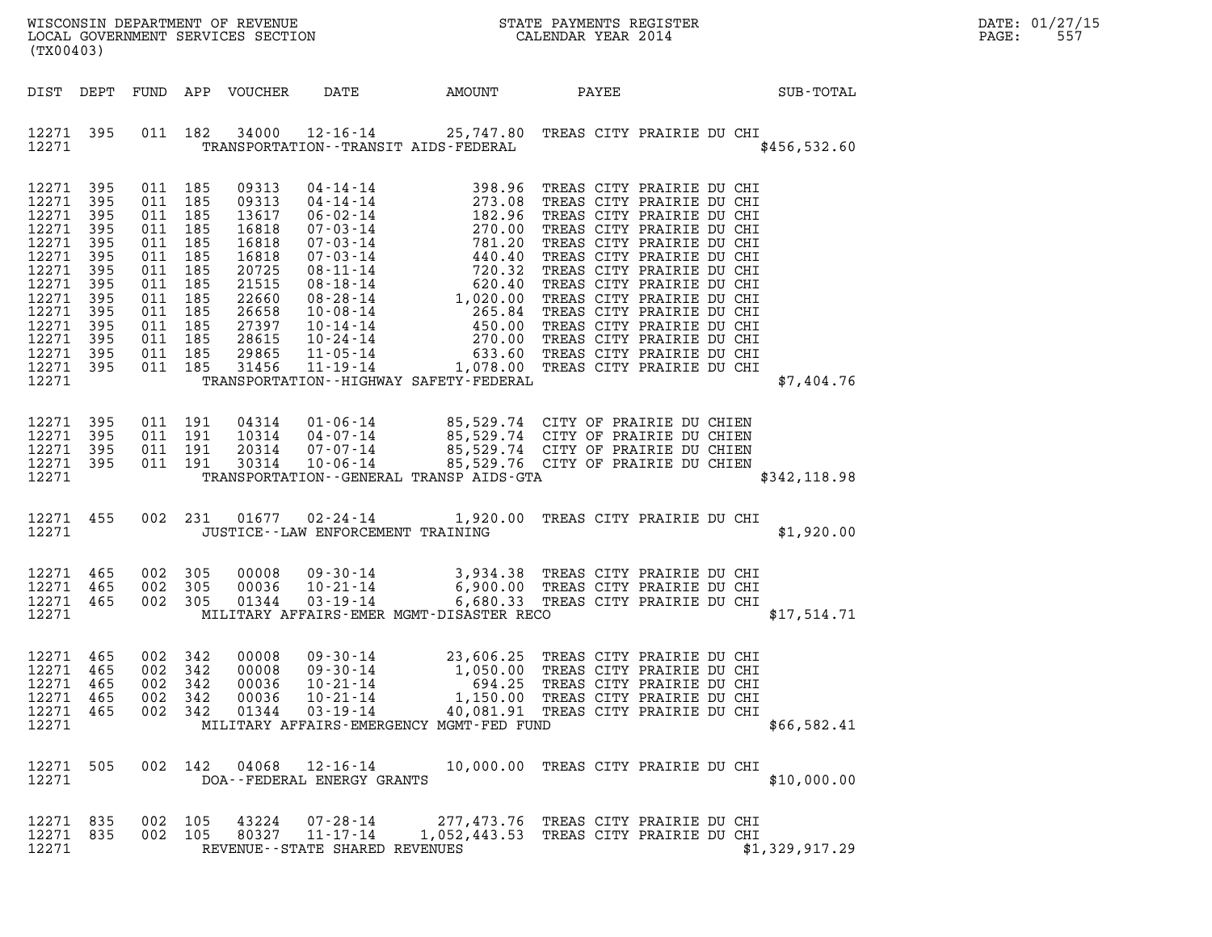WISCONSIN DEPARTMENT OF REVENUE
LOCAL GOVERNMENT SERVICES SECTION
(TX00403)

STATE PAYMENTS REGISTER
CALENDAR YEAR 2014

DATE: 01/27/15

| DIST | DEPT | FUND | APP | VOUCHER | DATE | AMOUNT | PAYEE | SUB-TOTAL |
|---|---|---|---|---|---|---|---|---|
| 12271 | 395 | 011 | 182 | 34000 | 12-16-14 | 25,747.80 | TREAS CITY PRAIRIE DU CHI | |
| 12271 | | | | | TRANSPORTATION--TRANSIT AIDS-FEDERAL | | | $456,532.60 |
| 12271 | 395 | 011 | 185 | 09313 | 04-14-14 | 398.96 | TREAS CITY PRAIRIE DU CHI | |
| 12271 | 395 | 011 | 185 | 09313 | 04-14-14 | 273.08 | TREAS CITY PRAIRIE DU CHI | |
| 12271 | 395 | 011 | 185 | 13617 | 06-02-14 | 182.96 | TREAS CITY PRAIRIE DU CHI | |
| 12271 | 395 | 011 | 185 | 16818 | 07-03-14 | 270.00 | TREAS CITY PRAIRIE DU CHI | |
| 12271 | 395 | 011 | 185 | 16818 | 07-03-14 | 781.20 | TREAS CITY PRAIRIE DU CHI | |
| 12271 | 395 | 011 | 185 | 16818 | 07-03-14 | 440.40 | TREAS CITY PRAIRIE DU CHI | |
| 12271 | 395 | 011 | 185 | 20725 | 08-11-14 | 720.32 | TREAS CITY PRAIRIE DU CHI | |
| 12271 | 395 | 011 | 185 | 21515 | 08-18-14 | 620.40 | TREAS CITY PRAIRIE DU CHI | |
| 12271 | 395 | 011 | 185 | 22660 | 08-28-14 | 1,020.00 | TREAS CITY PRAIRIE DU CHI | |
| 12271 | 395 | 011 | 185 | 26658 | 10-08-14 | 265.84 | TREAS CITY PRAIRIE DU CHI | |
| 12271 | 395 | 011 | 185 | 27397 | 10-14-14 | 450.00 | TREAS CITY PRAIRIE DU CHI | |
| 12271 | 395 | 011 | 185 | 28615 | 10-24-14 | 270.00 | TREAS CITY PRAIRIE DU CHI | |
| 12271 | 395 | 011 | 185 | 29865 | 11-05-14 | 633.60 | TREAS CITY PRAIRIE DU CHI | |
| 12271 | 395 | 011 | 185 | 31456 | 11-19-14 | 1,078.00 | TREAS CITY PRAIRIE DU CHI | |
| 12271 | | | | | TRANSPORTATION--HIGHWAY SAFETY-FEDERAL | | | $7,404.76 |
| 12271 | 395 | 011 | 191 | 04314 | 01-06-14 | 85,529.74 | CITY OF PRAIRIE DU CHIEN | |
| 12271 | 395 | 011 | 191 | 10314 | 04-07-14 | 85,529.74 | CITY OF PRAIRIE DU CHIEN | |
| 12271 | 395 | 011 | 191 | 20314 | 07-07-14 | 85,529.74 | CITY OF PRAIRIE DU CHIEN | |
| 12271 | 395 | 011 | 191 | 30314 | 10-06-14 | 85,529.76 | CITY OF PRAIRIE DU CHIEN | |
| 12271 | | | | | TRANSPORTATION--GENERAL TRANSP AIDS-GTA | | | $342,118.98 |
| 12271 | 455 | 002 | 231 | 01677 | 02-24-14 | 1,920.00 | TREAS CITY PRAIRIE DU CHI | |
| 12271 | | | | | JUSTICE--LAW ENFORCEMENT TRAINING | | | $1,920.00 |
| 12271 | 465 | 002 | 305 | 00008 | 09-30-14 | 3,934.38 | TREAS CITY PRAIRIE DU CHI | |
| 12271 | 465 | 002 | 305 | 00036 | 10-21-14 | 6,900.00 | TREAS CITY PRAIRIE DU CHI | |
| 12271 | 465 | 002 | 305 | 01344 | 03-19-14 | 6,680.33 | TREAS CITY PRAIRIE DU CHI | |
| 12271 | | | | | MILITARY AFFAIRS-EMER MGMT-DISASTER RECO | | | $17,514.71 |
| 12271 | 465 | 002 | 342 | 00008 | 09-30-14 | 23,606.25 | TREAS CITY PRAIRIE DU CHI | |
| 12271 | 465 | 002 | 342 | 00008 | 09-30-14 | 1,050.00 | TREAS CITY PRAIRIE DU CHI | |
| 12271 | 465 | 002 | 342 | 00036 | 10-21-14 | 694.25 | TREAS CITY PRAIRIE DU CHI | |
| 12271 | 465 | 002 | 342 | 00036 | 10-21-14 | 1,150.00 | TREAS CITY PRAIRIE DU CHI | |
| 12271 | 465 | 002 | 342 | 01344 | 03-19-14 | 40,081.91 | TREAS CITY PRAIRIE DU CHI | |
| 12271 | | | | | MILITARY AFFAIRS-EMERGENCY MGMT-FED FUND | | | $66,582.41 |
| 12271 | 505 | 002 | 142 | 04068 | 12-16-14 | 10,000.00 | TREAS CITY PRAIRIE DU CHI | |
| 12271 | | | | | DOA--FEDERAL ENERGY GRANTS | | | $10,000.00 |
| 12271 | 835 | 002 | 105 | 43224 | 07-28-14 | 277,473.76 | TREAS CITY PRAIRIE DU CHI | |
| 12271 | 835 | 002 | 105 | 80327 | 11-17-14 | 1,052,443.53 | TREAS CITY PRAIRIE DU CHI | |
| 12271 | | | | | REVENUE--STATE SHARED REVENUES | | | $1,329,917.29 |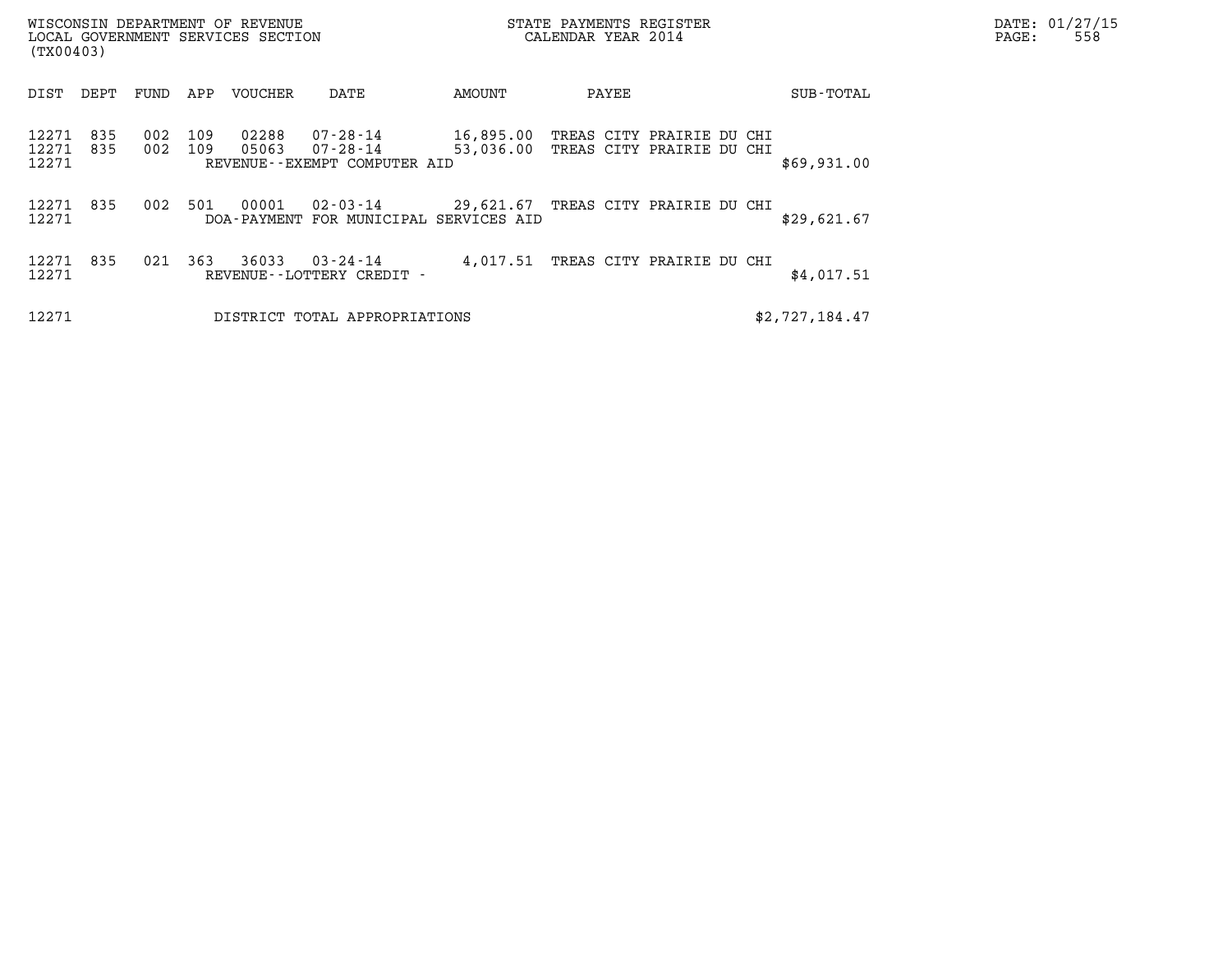WISCONSIN DEPARTMENT OF REVENUE
LOCAL GOVERNMENT SERVICES SECTION
(TX00403)

STATE PAYMENTS REGISTER
CALENDAR YEAR 2014

DATE: 01/27/15

| DIST | DEPT | FUND | APP | VOUCHER | DATE | AMOUNT | PAYEE | SUB-TOTAL |
|---|---|---|---|---|---|---|---|---|
| 12271 | 835 | 002 | 109 | 02288 | 07-28-14 | 16,895.00 | TREAS CITY PRAIRIE DU CHI | |
| 12271 | 835 | 002 | 109 | 05063 | 07-28-14 | 53,036.00 | TREAS CITY PRAIRIE DU CHI | |
| 12271 | | | | REVENUE--EXEMPT COMPUTER AID | | | | $69,931.00 |
| 12271 | 835 | 002 | 501 | 00001 | 02-03-14 | 29,621.67 | TREAS CITY PRAIRIE DU CHI | |
| 12271 | | | | DOA-PAYMENT FOR MUNICIPAL SERVICES AID | | | | $29,621.67 |
| 12271 | 835 | 021 | 363 | 36033 | 03-24-14 | 4,017.51 | TREAS CITY PRAIRIE DU CHI | |
| 12271 | | | | REVENUE--LOTTERY CREDIT - | | | | $4,017.51 |
| 12271 | | | | DISTRICT TOTAL APPROPRIATIONS | | | | $2,727,184.47 |